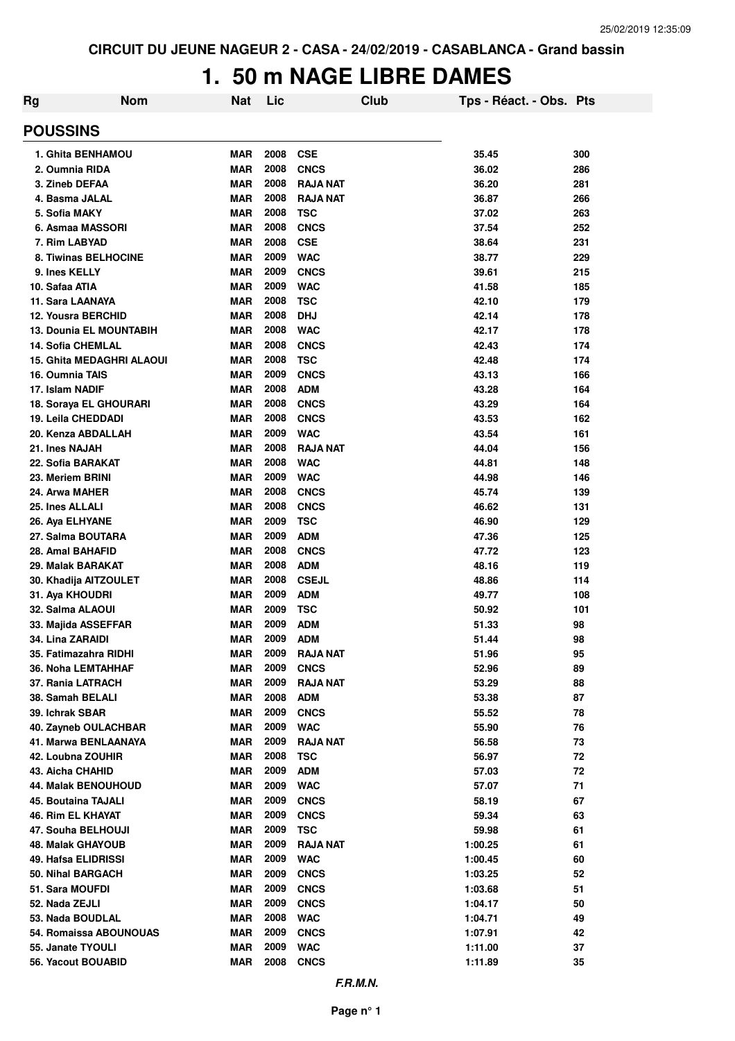CIRCUIT DU JEUNE NAGEUR 2 - CASA - 24/02/2019 - CASABLANCA - Grand bassin

# 1. 50 m NAGE LIBRE DAMES

| Rg | Nom | Nat | Lic | Club | Tps - Réact. - Obs. | Pts |
|---|---|---|---|---|---|---|

## POUSSINS

| Rg | Nom | Nat | Lic | Club | Tps - Réact. - Obs. | Pts |
|---|---|---|---|---|---|---|
| 1. | Ghita BENHAMOU | MAR | 2008 | CSE | 35.45 | 300 |
| 2. | Oumnia RIDA | MAR | 2008 | CNCS | 36.02 | 286 |
| 3. | Zineb DEFAA | MAR | 2008 | RAJA NAT | 36.20 | 281 |
| 4. | Basma JALAL | MAR | 2008 | RAJA NAT | 36.87 | 266 |
| 5. | Sofia MAKY | MAR | 2008 | TSC | 37.02 | 263 |
| 6. | Asmaa MASSORI | MAR | 2008 | CNCS | 37.54 | 252 |
| 7. | Rim LABYAD | MAR | 2008 | CSE | 38.64 | 231 |
| 8. | Tiwinas BELHOCINE | MAR | 2009 | WAC | 38.77 | 229 |
| 9. | Ines KELLY | MAR | 2009 | CNCS | 39.61 | 215 |
| 10. | Safaa ATIA | MAR | 2009 | WAC | 41.58 | 185 |
| 11. | Sara LAANAYA | MAR | 2008 | TSC | 42.10 | 179 |
| 12. | Yousra BERCHID | MAR | 2008 | DHJ | 42.14 | 178 |
| 13. | Dounia EL MOUNTABIH | MAR | 2008 | WAC | 42.17 | 178 |
| 14. | Sofia CHEMLAL | MAR | 2008 | CNCS | 42.43 | 174 |
| 15. | Ghita MEDAGHRI ALAOUI | MAR | 2008 | TSC | 42.48 | 174 |
| 16. | Oumnia TAIS | MAR | 2009 | CNCS | 43.13 | 166 |
| 17. | Islam NADIF | MAR | 2008 | ADM | 43.28 | 164 |
| 18. | Soraya EL GHOURARI | MAR | 2008 | CNCS | 43.29 | 164 |
| 19. | Leila CHEDDADI | MAR | 2008 | CNCS | 43.53 | 162 |
| 20. | Kenza ABDALLAH | MAR | 2009 | WAC | 43.54 | 161 |
| 21. | Ines NAJAH | MAR | 2008 | RAJA NAT | 44.04 | 156 |
| 22. | Sofia BARAKAT | MAR | 2008 | WAC | 44.81 | 148 |
| 23. | Meriem BRINI | MAR | 2009 | WAC | 44.98 | 146 |
| 24. | Arwa MAHER | MAR | 2008 | CNCS | 45.74 | 139 |
| 25. | Ines ALLALI | MAR | 2008 | CNCS | 46.62 | 131 |
| 26. | Aya ELHYANE | MAR | 2009 | TSC | 46.90 | 129 |
| 27. | Salma BOUTARA | MAR | 2009 | ADM | 47.36 | 125 |
| 28. | Amal BAHAFID | MAR | 2008 | CNCS | 47.72 | 123 |
| 29. | Malak BARAKAT | MAR | 2008 | ADM | 48.16 | 119 |
| 30. | Khadija AITZOULET | MAR | 2008 | CSEJL | 48.86 | 114 |
| 31. | Aya KHOUDRI | MAR | 2009 | ADM | 49.77 | 108 |
| 32. | Salma ALAOUI | MAR | 2009 | TSC | 50.92 | 101 |
| 33. | Majida ASSEFFAR | MAR | 2009 | ADM | 51.33 | 98 |
| 34. | Lina ZARAIDI | MAR | 2009 | ADM | 51.44 | 98 |
| 35. | Fatimazahra RIDHI | MAR | 2009 | RAJA NAT | 51.96 | 95 |
| 36. | Noha LEMTAHHAF | MAR | 2009 | CNCS | 52.96 | 89 |
| 37. | Rania LATRACH | MAR | 2009 | RAJA NAT | 53.29 | 88 |
| 38. | Samah BELALI | MAR | 2008 | ADM | 53.38 | 87 |
| 39. | Ichrak SBAR | MAR | 2009 | CNCS | 55.52 | 78 |
| 40. | Zayneb OULACHBAR | MAR | 2009 | WAC | 55.90 | 76 |
| 41. | Marwa BENLAANAYA | MAR | 2009 | RAJA NAT | 56.58 | 73 |
| 42. | Loubna ZOUHIR | MAR | 2008 | TSC | 56.97 | 72 |
| 43. | Aicha CHAHID | MAR | 2009 | ADM | 57.03 | 72 |
| 44. | Malak BENOUHOUD | MAR | 2009 | WAC | 57.07 | 71 |
| 45. | Boutaina TAJALI | MAR | 2009 | CNCS | 58.19 | 67 |
| 46. | Rim EL KHAYAT | MAR | 2009 | CNCS | 59.34 | 63 |
| 47. | Souha BELHOUJI | MAR | 2009 | TSC | 59.98 | 61 |
| 48. | Malak GHAYOUB | MAR | 2009 | RAJA NAT | 1:00.25 | 61 |
| 49. | Hafsa ELIDRISSI | MAR | 2009 | WAC | 1:00.45 | 60 |
| 50. | Nihal BARGACH | MAR | 2009 | CNCS | 1:03.25 | 52 |
| 51. | Sara MOUFDI | MAR | 2009 | CNCS | 1:03.68 | 51 |
| 52. | Nada ZEJLI | MAR | 2009 | CNCS | 1:04.17 | 50 |
| 53. | Nada BOUDLAL | MAR | 2008 | WAC | 1:04.71 | 49 |
| 54. | Romaissa ABOUNOUAS | MAR | 2009 | CNCS | 1:07.91 | 42 |
| 55. | Janate TYOULI | MAR | 2009 | WAC | 1:11.00 | 37 |
| 56. | Yacout BOUABID | MAR | 2008 | CNCS | 1:11.89 | 35 |

*F.R.M.N.*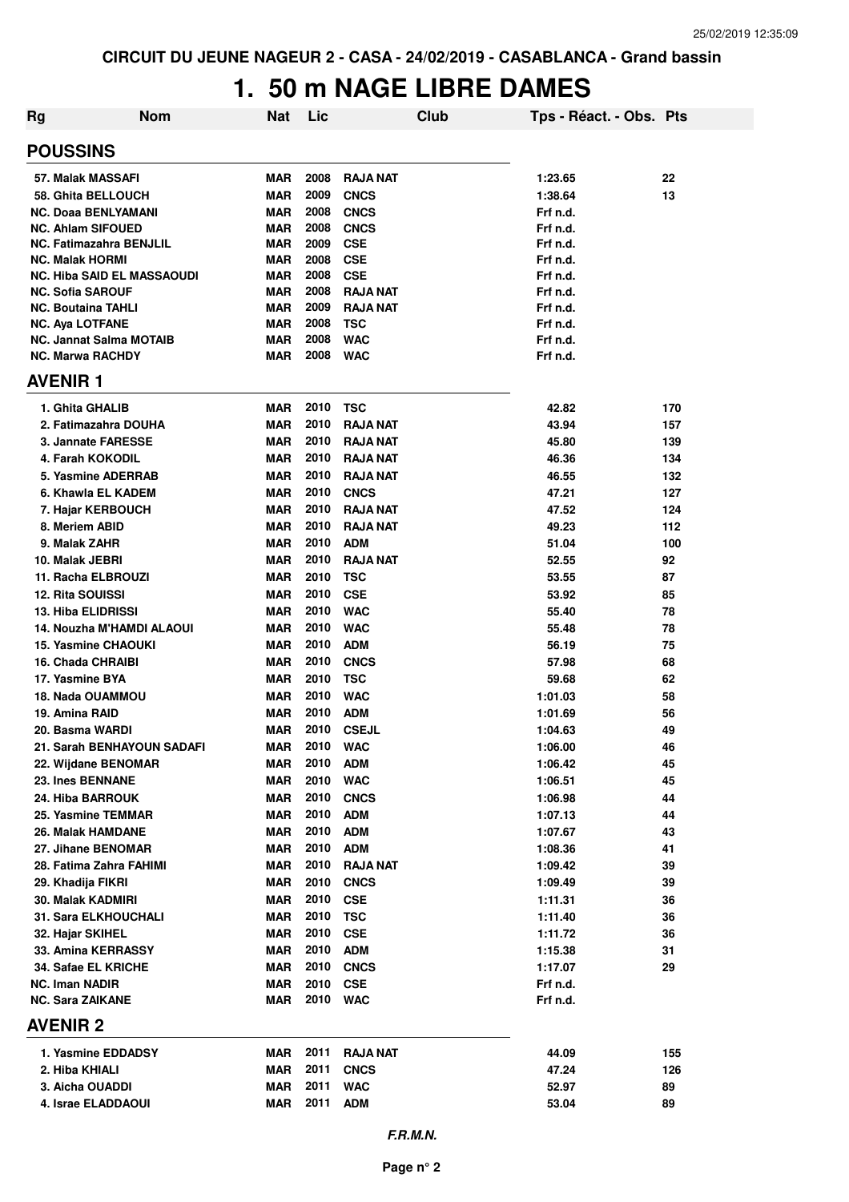CIRCUIT DU JEUNE NAGEUR 2 - CASA - 24/02/2019 - CASABLANCA - Grand bassin

# 1. 50 m NAGE LIBRE DAMES

| Rg | Nom | Nat | Lic | Club | Tps - Réact. - Obs. | Pts |
|---|---|---|---|---|---|---|
| **POUSSINS** | | | | | | |
| 57. | Malak MASSAFI | MAR | 2008 | RAJA NAT | 1:23.65 | 22 |
| 58. | Ghita BELLOUCH | MAR | 2009 | CNCS | 1:38.64 | 13 |
| NC. | Doaa BENLYAMANI | MAR | 2008 | CNCS | Frf n.d. | |
| NC. | Ahlam SIFOUED | MAR | 2008 | CNCS | Frf n.d. | |
| NC. | Fatimazahra BENJLIL | MAR | 2009 | CSE | Frf n.d. | |
| NC. | Malak HORMI | MAR | 2008 | CSE | Frf n.d. | |
| NC. | Hiba SAID EL MASSAOUDI | MAR | 2008 | CSE | Frf n.d. | |
| NC. | Sofia SAROUF | MAR | 2008 | RAJA NAT | Frf n.d. | |
| NC. | Boutaina TAHLI | MAR | 2009 | RAJA NAT | Frf n.d. | |
| NC. | Aya LOTFANE | MAR | 2008 | TSC | Frf n.d. | |
| NC. | Jannat Salma MOTAIB | MAR | 2008 | WAC | Frf n.d. | |
| NC. | Marwa RACHDY | MAR | 2008 | WAC | Frf n.d. | |
| **AVENIR 1** | | | | | | |
| 1. | Ghita GHALIB | MAR | 2010 | TSC | 42.82 | 170 |
| 2. | Fatimazahra DOUHA | MAR | 2010 | RAJA NAT | 43.94 | 157 |
| 3. | Jannate FARESSE | MAR | 2010 | RAJA NAT | 45.80 | 139 |
| 4. | Farah KOKODIL | MAR | 2010 | RAJA NAT | 46.36 | 134 |
| 5. | Yasmine ADERRAB | MAR | 2010 | RAJA NAT | 46.55 | 132 |
| 6. | Khawla EL KADEM | MAR | 2010 | CNCS | 47.21 | 127 |
| 7. | Hajar KERBOUCH | MAR | 2010 | RAJA NAT | 47.52 | 124 |
| 8. | Meriem ABID | MAR | 2010 | RAJA NAT | 49.23 | 112 |
| 9. | Malak ZAHR | MAR | 2010 | ADM | 51.04 | 100 |
| 10. | Malak JEBRI | MAR | 2010 | RAJA NAT | 52.55 | 92 |
| 11. | Racha ELBROUZI | MAR | 2010 | TSC | 53.55 | 87 |
| 12. | Rita SOUISSI | MAR | 2010 | CSE | 53.92 | 85 |
| 13. | Hiba ELIDRISSI | MAR | 2010 | WAC | 55.40 | 78 |
| 14. | Nouzha M'HAMDI ALAOUI | MAR | 2010 | WAC | 55.48 | 78 |
| 15. | Yasmine CHAOUKI | MAR | 2010 | ADM | 56.19 | 75 |
| 16. | Chada CHRAIBI | MAR | 2010 | CNCS | 57.98 | 68 |
| 17. | Yasmine BYA | MAR | 2010 | TSC | 59.68 | 62 |
| 18. | Nada OUAMMOU | MAR | 2010 | WAC | 1:01.03 | 58 |
| 19. | Amina RAID | MAR | 2010 | ADM | 1:01.69 | 56 |
| 20. | Basma WARDI | MAR | 2010 | CSEJL | 1:04.63 | 49 |
| 21. | Sarah BENHAYOUN SADAFI | MAR | 2010 | WAC | 1:06.00 | 46 |
| 22. | Wijdane BENOMAR | MAR | 2010 | ADM | 1:06.42 | 45 |
| 23. | Ines BENNANE | MAR | 2010 | WAC | 1:06.51 | 45 |
| 24. | Hiba BARROUK | MAR | 2010 | CNCS | 1:06.98 | 44 |
| 25. | Yasmine TEMMAR | MAR | 2010 | ADM | 1:07.13 | 44 |
| 26. | Malak HAMDANE | MAR | 2010 | ADM | 1:07.67 | 43 |
| 27. | Jihane BENOMAR | MAR | 2010 | ADM | 1:08.36 | 41 |
| 28. | Fatima Zahra FAHIMI | MAR | 2010 | RAJA NAT | 1:09.42 | 39 |
| 29. | Khadija FIKRI | MAR | 2010 | CNCS | 1:09.49 | 39 |
| 30. | Malak KADMIRI | MAR | 2010 | CSE | 1:11.31 | 36 |
| 31. | Sara ELKHOUCHALI | MAR | 2010 | TSC | 1:11.40 | 36 |
| 32. | Hajar SKIHEL | MAR | 2010 | CSE | 1:11.72 | 36 |
| 33. | Amina KERRASSY | MAR | 2010 | ADM | 1:15.38 | 31 |
| 34. | Safae EL KRICHE | MAR | 2010 | CNCS | 1:17.07 | 29 |
| NC. | Iman NADIR | MAR | 2010 | CSE | Frf n.d. | |
| NC. | Sara ZAIKANE | MAR | 2010 | WAC | Frf n.d. | |
| **AVENIR 2** | | | | | | |
| 1. | Yasmine EDDADSY | MAR | 2011 | RAJA NAT | 44.09 | 155 |
| 2. | Hiba KHIALI | MAR | 2011 | CNCS | 47.24 | 126 |
| 3. | Aicha OUADDI | MAR | 2011 | WAC | 52.97 | 89 |
| 4. | Israe ELADDAOUI | MAR | 2011 | ADM | 53.04 | 89 |

*F.R.M.N.*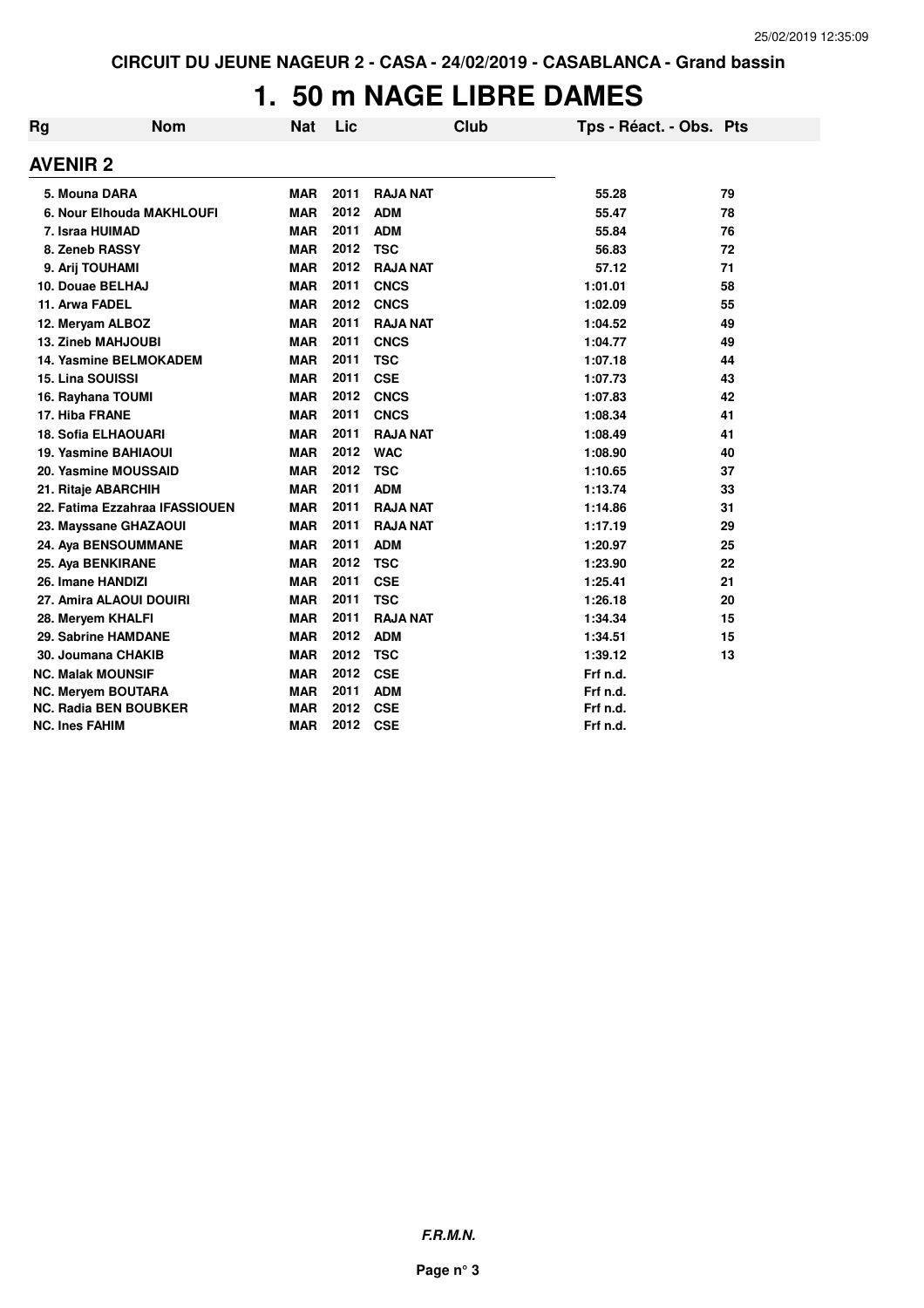CIRCUIT DU JEUNE NAGEUR 2 - CASA - 24/02/2019 - CASABLANCA - Grand bassin

# 1. 50 m NAGE LIBRE DAMES

## AVENIR 2

| Rg | Nom | Nat | Lic | Club | Tps - Réact. - Obs. | Pts |
|---|---|---|---|---|---|---|
| 5. | Mouna DARA | MAR | 2011 | RAJA NAT | 55.28 | 79 |
| 6. | Nour Elhouda MAKHLOUFI | MAR | 2012 | ADM | 55.47 | 78 |
| 7. | Israa HUIMAD | MAR | 2011 | ADM | 55.84 | 76 |
| 8. | Zeneb RASSY | MAR | 2012 | TSC | 56.83 | 72 |
| 9. | Arij TOUHAMI | MAR | 2012 | RAJA NAT | 57.12 | 71 |
| 10. | Douae BELHAJ | MAR | 2011 | CNCS | 1:01.01 | 58 |
| 11. | Arwa FADEL | MAR | 2012 | CNCS | 1:02.09 | 55 |
| 12. | Meryam ALBOZ | MAR | 2011 | RAJA NAT | 1:04.52 | 49 |
| 13. | Zineb MAHJOUBI | MAR | 2011 | CNCS | 1:04.77 | 49 |
| 14. | Yasmine BELMOKADEM | MAR | 2011 | TSC | 1:07.18 | 44 |
| 15. | Lina SOUISSI | MAR | 2011 | CSE | 1:07.73 | 43 |
| 16. | Rayhana TOUMI | MAR | 2012 | CNCS | 1:07.83 | 42 |
| 17. | Hiba FRANE | MAR | 2011 | CNCS | 1:08.34 | 41 |
| 18. | Sofia ELHAOUARI | MAR | 2011 | RAJA NAT | 1:08.49 | 41 |
| 19. | Yasmine BAHIAOUI | MAR | 2012 | WAC | 1:08.90 | 40 |
| 20. | Yasmine MOUSSAID | MAR | 2012 | TSC | 1:10.65 | 37 |
| 21. | Ritaje ABARCHIH | MAR | 2011 | ADM | 1:13.74 | 33 |
| 22. | Fatima Ezzahraa IFASSIOUEN | MAR | 2011 | RAJA NAT | 1:14.86 | 31 |
| 23. | Mayssane GHAZAOUI | MAR | 2011 | RAJA NAT | 1:17.19 | 29 |
| 24. | Aya BENSOUMMANE | MAR | 2011 | ADM | 1:20.97 | 25 |
| 25. | Aya BENKIRANE | MAR | 2012 | TSC | 1:23.90 | 22 |
| 26. | Imane HANDIZI | MAR | 2011 | CSE | 1:25.41 | 21 |
| 27. | Amira ALAOUI DOUIRI | MAR | 2011 | TSC | 1:26.18 | 20 |
| 28. | Meryem KHALFI | MAR | 2011 | RAJA NAT | 1:34.34 | 15 |
| 29. | Sabrine HAMDANE | MAR | 2012 | ADM | 1:34.51 | 15 |
| 30. | Joumana CHAKIB | MAR | 2012 | TSC | 1:39.12 | 13 |
| NC. | Malak MOUNSIF | MAR | 2012 | CSE | Frf n.d. | |
| NC. | Meryem BOUTARA | MAR | 2011 | ADM | Frf n.d. | |
| NC. | Radia BEN BOUBKER | MAR | 2012 | CSE | Frf n.d. | |
| NC. | Ines FAHIM | MAR | 2012 | CSE | Frf n.d. | |

*F.R.M.N.*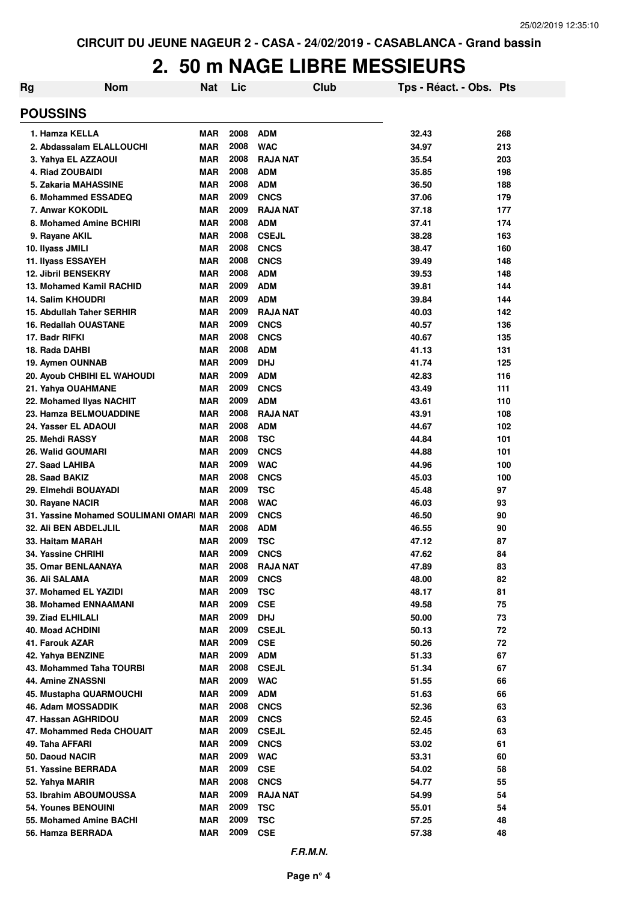CIRCUIT DU JEUNE NAGEUR 2 - CASA - 24/02/2019 - CASABLANCA - Grand bassin

# 2. 50 m NAGE LIBRE MESSIEURS

| Rg | Nom | Nat | Lic | Club | Tps - Réact. - Obs. | Pts |
|---|---|---|---|---|---|---|

## POUSSINS

| Rg | Nom | Nat | Lic | Club | Tps - Réact. - Obs. | Pts |
|---|---|---|---|---|---|---|
| 1. | Hamza KELLA | MAR | 2008 | ADM | 32.43 | 268 |
| 2. | Abdassalam ELALLOUCHI | MAR | 2008 | WAC | 34.97 | 213 |
| 3. | Yahya EL AZZAOUI | MAR | 2008 | RAJA NAT | 35.54 | 203 |
| 4. | Riad ZOUBAIDI | MAR | 2008 | ADM | 35.85 | 198 |
| 5. | Zakaria MAHASSINE | MAR | 2008 | ADM | 36.50 | 188 |
| 6. | Mohammed ESSADEQ | MAR | 2009 | CNCS | 37.06 | 179 |
| 7. | Anwar KOKODIL | MAR | 2009 | RAJA NAT | 37.18 | 177 |
| 8. | Mohamed Amine BCHIRI | MAR | 2008 | ADM | 37.41 | 174 |
| 9. | Rayane AKIL | MAR | 2008 | CSEJL | 38.28 | 163 |
| 10. | Ilyass JMILI | MAR | 2008 | CNCS | 38.47 | 160 |
| 11. | Ilyass ESSAYEH | MAR | 2008 | CNCS | 39.49 | 148 |
| 12. | Jibril BENSEKRY | MAR | 2008 | ADM | 39.53 | 148 |
| 13. | Mohamed Kamil RACHID | MAR | 2009 | ADM | 39.81 | 144 |
| 14. | Salim KHOUDRI | MAR | 2009 | ADM | 39.84 | 144 |
| 15. | Abdullah Taher SERHIR | MAR | 2009 | RAJA NAT | 40.03 | 142 |
| 16. | Redallah OUASTANE | MAR | 2009 | CNCS | 40.57 | 136 |
| 17. | Badr RIFKI | MAR | 2008 | CNCS | 40.67 | 135 |
| 18. | Rada DAHBI | MAR | 2008 | ADM | 41.13 | 131 |
| 19. | Aymen OUNNAB | MAR | 2009 | DHJ | 41.74 | 125 |
| 20. | Ayoub CHBIHI EL WAHOUDI | MAR | 2009 | ADM | 42.83 | 116 |
| 21. | Yahya OUAHMANE | MAR | 2009 | CNCS | 43.49 | 111 |
| 22. | Mohamed Ilyas NACHIT | MAR | 2009 | ADM | 43.61 | 110 |
| 23. | Hamza BELMOUADDINE | MAR | 2008 | RAJA NAT | 43.91 | 108 |
| 24. | Yasser EL ADAOUI | MAR | 2008 | ADM | 44.67 | 102 |
| 25. | Mehdi RASSY | MAR | 2008 | TSC | 44.84 | 101 |
| 26. | Walid GOUMARI | MAR | 2009 | CNCS | 44.88 | 101 |
| 27. | Saad LAHIBA | MAR | 2009 | WAC | 44.96 | 100 |
| 28. | Saad BAKIZ | MAR | 2008 | CNCS | 45.03 | 100 |
| 29. | Elmehdi BOUAYADI | MAR | 2009 | TSC | 45.48 | 97 |
| 30. | Rayane NACIR | MAR | 2008 | WAC | 46.03 | 93 |
| 31. | Yassine Mohamed SOULIMANI OMARI | MAR | 2009 | CNCS | 46.50 | 90 |
| 32. | Ali BEN ABDELJLIL | MAR | 2008 | ADM | 46.55 | 90 |
| 33. | Haitam MARAH | MAR | 2009 | TSC | 47.12 | 87 |
| 34. | Yassine CHRIHI | MAR | 2009 | CNCS | 47.62 | 84 |
| 35. | Omar BENLAANAYA | MAR | 2008 | RAJA NAT | 47.89 | 83 |
| 36. | Ali SALAMA | MAR | 2009 | CNCS | 48.00 | 82 |
| 37. | Mohamed EL YAZIDI | MAR | 2009 | TSC | 48.17 | 81 |
| 38. | Mohamed ENNAAMANI | MAR | 2009 | CSE | 49.58 | 75 |
| 39. | Ziad ELHILALI | MAR | 2009 | DHJ | 50.00 | 73 |
| 40. | Moad ACHDINI | MAR | 2009 | CSEJL | 50.13 | 72 |
| 41. | Farouk AZAR | MAR | 2009 | CSE | 50.26 | 72 |
| 42. | Yahya BENZINE | MAR | 2009 | ADM | 51.33 | 67 |
| 43. | Mohammed Taha TOURBI | MAR | 2008 | CSEJL | 51.34 | 67 |
| 44. | Amine ZNASSNI | MAR | 2009 | WAC | 51.55 | 66 |
| 45. | Mustapha QUARMOUCHI | MAR | 2009 | ADM | 51.63 | 66 |
| 46. | Adam MOSSADDIK | MAR | 2008 | CNCS | 52.36 | 63 |
| 47. | Hassan AGHRIDOU | MAR | 2009 | CNCS | 52.45 | 63 |
| 47. | Mohammed Reda CHOUAIT | MAR | 2009 | CSEJL | 52.45 | 63 |
| 49. | Taha AFFARI | MAR | 2009 | CNCS | 53.02 | 61 |
| 50. | Daoud NACIR | MAR | 2009 | WAC | 53.31 | 60 |
| 51. | Yassine BERRADA | MAR | 2009 | CSE | 54.02 | 58 |
| 52. | Yahya MARIR | MAR | 2008 | CNCS | 54.77 | 55 |
| 53. | Ibrahim ABOUMOUSSA | MAR | 2009 | RAJA NAT | 54.99 | 54 |
| 54. | Younes BENOUINI | MAR | 2009 | TSC | 55.01 | 54 |
| 55. | Mohamed Amine BACHI | MAR | 2009 | TSC | 57.25 | 48 |
| 56. | Hamza BERRADA | MAR | 2009 | CSE | 57.38 | 48 |

*F.R.M.N.*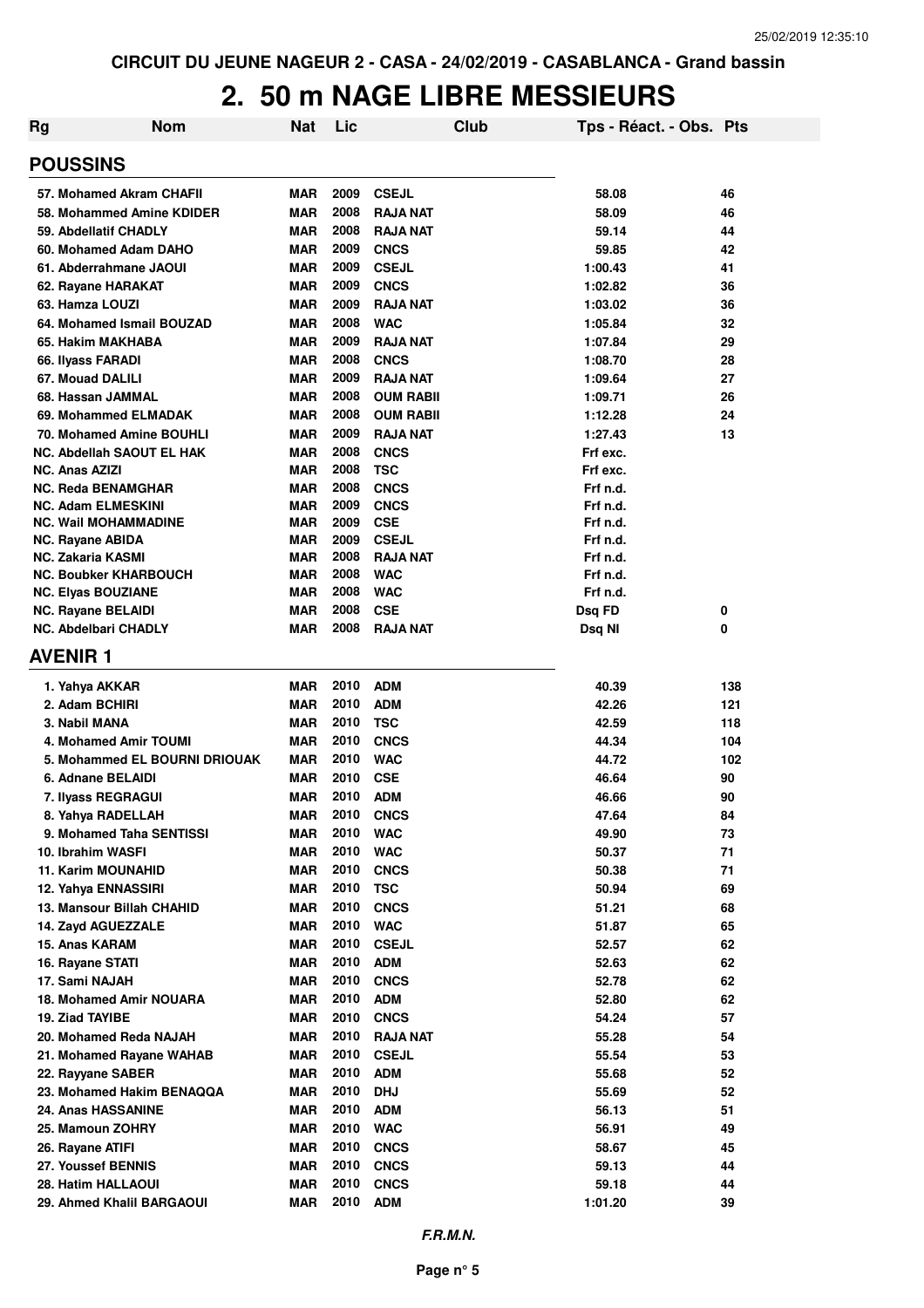CIRCUIT DU JEUNE NAGEUR 2 - CASA - 24/02/2019 - CASABLANCA - Grand bassin

# 2. 50 m NAGE LIBRE MESSIEURS

| Rg | Nom | Nat | Lic | Club | Tps - Réact. - Obs. | Pts |
|---|---|---|---|---|---|---|
| **POUSSINS** | | | | | | |
| 57. | Mohamed Akram CHAFII | MAR | 2009 | CSEJL | 58.08 | 46 |
| 58. | Mohammed Amine KDIDER | MAR | 2008 | RAJA NAT | 58.09 | 46 |
| 59. | Abdellatif CHADLY | MAR | 2008 | RAJA NAT | 59.14 | 44 |
| 60. | Mohamed Adam DAHO | MAR | 2009 | CNCS | 59.85 | 42 |
| 61. | Abderrahmane JAOUI | MAR | 2009 | CSEJL | 1:00.43 | 41 |
| 62. | Rayane HARAKAT | MAR | 2009 | CNCS | 1:02.82 | 36 |
| 63. | Hamza LOUZI | MAR | 2009 | RAJA NAT | 1:03.02 | 36 |
| 64. | Mohamed Ismail BOUZAD | MAR | 2008 | WAC | 1:05.84 | 32 |
| 65. | Hakim MAKHABA | MAR | 2009 | RAJA NAT | 1:07.84 | 29 |
| 66. | Ilyass FARADI | MAR | 2008 | CNCS | 1:08.70 | 28 |
| 67. | Mouad DALILI | MAR | 2009 | RAJA NAT | 1:09.64 | 27 |
| 68. | Hassan JAMMAL | MAR | 2008 | OUM RABII | 1:09.71 | 26 |
| 69. | Mohammed ELMADAK | MAR | 2008 | OUM RABII | 1:12.28 | 24 |
| 70. | Mohamed Amine BOUHLI | MAR | 2009 | RAJA NAT | 1:27.43 | 13 |
| NC. | Abdellah SAOUT EL HAK | MAR | 2008 | CNCS | Frf exc. | |
| NC. | Anas AZIZI | MAR | 2008 | TSC | Frf exc. | |
| NC. | Reda BENAMGHAR | MAR | 2008 | CNCS | Frf n.d. | |
| NC. | Adam ELMESKINI | MAR | 2009 | CNCS | Frf n.d. | |
| NC. | Wail MOHAMMADINE | MAR | 2009 | CSE | Frf n.d. | |
| NC. | Rayane ABIDA | MAR | 2009 | CSEJL | Frf n.d. | |
| NC. | Zakaria KASMI | MAR | 2008 | RAJA NAT | Frf n.d. | |
| NC. | Boubker KHARBOUCH | MAR | 2008 | WAC | Frf n.d. | |
| NC. | Elyas BOUZIANE | MAR | 2008 | WAC | Frf n.d. | |
| NC. | Rayane BELAIDI | MAR | 2008 | CSE | Dsq FD | 0 |
| NC. | Abdelbari CHADLY | MAR | 2008 | RAJA NAT | Dsq NI | 0 |
| **AVENIR 1** | | | | | | |
| 1. | Yahya AKKAR | MAR | 2010 | ADM | 40.39 | 138 |
| 2. | Adam BCHIRI | MAR | 2010 | ADM | 42.26 | 121 |
| 3. | Nabil MANA | MAR | 2010 | TSC | 42.59 | 118 |
| 4. | Mohamed Amir TOUMI | MAR | 2010 | CNCS | 44.34 | 104 |
| 5. | Mohammed EL BOURNI DRIOUAK | MAR | 2010 | WAC | 44.72 | 102 |
| 6. | Adnane BELAIDI | MAR | 2010 | CSE | 46.64 | 90 |
| 7. | Ilyass REGRAGUI | MAR | 2010 | ADM | 46.66 | 90 |
| 8. | Yahya RADELLAH | MAR | 2010 | CNCS | 47.64 | 84 |
| 9. | Mohamed Taha SENTISSI | MAR | 2010 | WAC | 49.90 | 73 |
| 10. | Ibrahim WASFI | MAR | 2010 | WAC | 50.37 | 71 |
| 11. | Karim MOUNAHID | MAR | 2010 | CNCS | 50.38 | 71 |
| 12. | Yahya ENNASSIRI | MAR | 2010 | TSC | 50.94 | 69 |
| 13. | Mansour Billah CHAHID | MAR | 2010 | CNCS | 51.21 | 68 |
| 14. | Zayd AGUEZZALE | MAR | 2010 | WAC | 51.87 | 65 |
| 15. | Anas KARAM | MAR | 2010 | CSEJL | 52.57 | 62 |
| 16. | Rayane STATI | MAR | 2010 | ADM | 52.63 | 62 |
| 17. | Sami NAJAH | MAR | 2010 | CNCS | 52.78 | 62 |
| 18. | Mohamed Amir NOUARA | MAR | 2010 | ADM | 52.80 | 62 |
| 19. | Ziad TAYIBE | MAR | 2010 | CNCS | 54.24 | 57 |
| 20. | Mohamed Reda NAJAH | MAR | 2010 | RAJA NAT | 55.28 | 54 |
| 21. | Mohamed Rayane WAHAB | MAR | 2010 | CSEJL | 55.54 | 53 |
| 22. | Rayyane SABER | MAR | 2010 | ADM | 55.68 | 52 |
| 23. | Mohamed Hakim BENAQQA | MAR | 2010 | DHJ | 55.69 | 52 |
| 24. | Anas HASSANINE | MAR | 2010 | ADM | 56.13 | 51 |
| 25. | Mamoun ZOHRY | MAR | 2010 | WAC | 56.91 | 49 |
| 26. | Rayane ATIFI | MAR | 2010 | CNCS | 58.67 | 45 |
| 27. | Youssef BENNIS | MAR | 2010 | CNCS | 59.13 | 44 |
| 28. | Hatim HALLAOUI | MAR | 2010 | CNCS | 59.18 | 44 |
| 29. | Ahmed Khalil BARGAOUI | MAR | 2010 | ADM | 1:01.20 | 39 |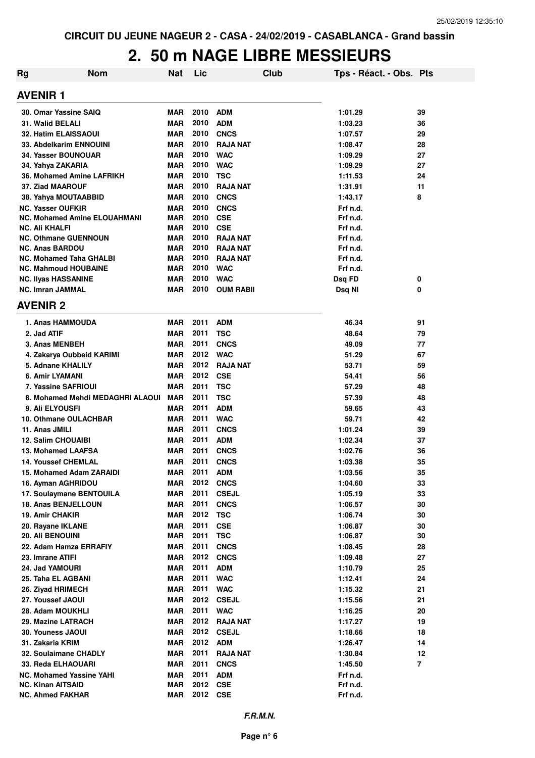CIRCUIT DU JEUNE NAGEUR 2 - CASA - 24/02/2019 - CASABLANCA - Grand bassin

# 2. 50 m NAGE LIBRE MESSIEURS

| Rg | Nom | Nat | Lic | Club | Tps - Réact. - Obs. | Pts |
|---|---|---|---|---|---|---|
| **AVENIR 1** | | | | | | |
| 30. Omar Yassine SAIQ | | MAR | 2010 | ADM | 1:01.29 | 39 |
| 31. Walid BELALI | | MAR | 2010 | ADM | 1:03.23 | 36 |
| 32. Hatim ELAISSAOUI | | MAR | 2010 | CNCS | 1:07.57 | 29 |
| 33. Abdelkarim ENNOUINI | | MAR | 2010 | RAJA NAT | 1:08.47 | 28 |
| 34. Yasser BOUNOUAR | | MAR | 2010 | WAC | 1:09.29 | 27 |
| 34. Yahya ZAKARIA | | MAR | 2010 | WAC | 1:09.29 | 27 |
| 36. Mohamed Amine LAFRIKH | | MAR | 2010 | TSC | 1:11.53 | 24 |
| 37. Ziad MAAROUF | | MAR | 2010 | RAJA NAT | 1:31.91 | 11 |
| 38. Yahya MOUTAABBID | | MAR | 2010 | CNCS | 1:43.17 | 8 |
| NC. Yasser OUFKIR | | MAR | 2010 | CNCS | Frf n.d. | |
| NC. Mohamed Amine ELOUAHMANI | | MAR | 2010 | CSE | Frf n.d. | |
| NC. Ali KHALFI | | MAR | 2010 | CSE | Frf n.d. | |
| NC. Othmane GUENNOUN | | MAR | 2010 | RAJA NAT | Frf n.d. | |
| NC. Anas BARDOU | | MAR | 2010 | RAJA NAT | Frf n.d. | |
| NC. Mohamed Taha GHALBI | | MAR | 2010 | RAJA NAT | Frf n.d. | |
| NC. Mahmoud HOUBAINE | | MAR | 2010 | WAC | Frf n.d. | |
| NC. Ilyas HASSANINE | | MAR | 2010 | WAC | Dsq FD | 0 |
| NC. Imran JAMMAL | | MAR | 2010 | OUM RABII | Dsq NI | 0 |
| **AVENIR 2** | | | | | | |
| 1. Anas HAMMOUDA | | MAR | 2011 | ADM | 46.34 | 91 |
| 2. Jad ATIF | | MAR | 2011 | TSC | 48.64 | 79 |
| 3. Anas MENBEH | | MAR | 2011 | CNCS | 49.09 | 77 |
| 4. Zakarya Oubbeid KARIMI | | MAR | 2012 | WAC | 51.29 | 67 |
| 5. Adnane KHALILY | | MAR | 2012 | RAJA NAT | 53.71 | 59 |
| 6. Amir LYAMANI | | MAR | 2012 | CSE | 54.41 | 56 |
| 7. Yassine SAFRIOUI | | MAR | 2011 | TSC | 57.29 | 48 |
| 8. Mohamed Mehdi MEDAGHRI ALAOUI | | MAR | 2011 | TSC | 57.39 | 48 |
| 9. Ali ELYOUSFI | | MAR | 2011 | ADM | 59.65 | 43 |
| 10. Othmane OULACHBAR | | MAR | 2011 | WAC | 59.71 | 42 |
| 11. Anas JMILI | | MAR | 2011 | CNCS | 1:01.24 | 39 |
| 12. Salim CHOUAIBI | | MAR | 2011 | ADM | 1:02.34 | 37 |
| 13. Mohamed LAAFSA | | MAR | 2011 | CNCS | 1:02.76 | 36 |
| 14. Youssef CHEMLAL | | MAR | 2011 | CNCS | 1:03.38 | 35 |
| 15. Mohamed Adam ZARAIDI | | MAR | 2011 | ADM | 1:03.56 | 35 |
| 16. Ayman AGHRIDOU | | MAR | 2012 | CNCS | 1:04.60 | 33 |
| 17. Soulaymane BENTOUILA | | MAR | 2011 | CSEJL | 1:05.19 | 33 |
| 18. Anas BENJELLOUN | | MAR | 2011 | CNCS | 1:06.57 | 30 |
| 19. Amir CHAKIR | | MAR | 2012 | TSC | 1:06.74 | 30 |
| 20. Rayane IKLANE | | MAR | 2011 | CSE | 1:06.87 | 30 |
| 20. Ali BENOUINI | | MAR | 2011 | TSC | 1:06.87 | 30 |
| 22. Adam Hamza ERRAFIY | | MAR | 2011 | CNCS | 1:08.45 | 28 |
| 23. Imrane ATIFI | | MAR | 2012 | CNCS | 1:09.48 | 27 |
| 24. Jad YAMOURI | | MAR | 2011 | ADM | 1:10.79 | 25 |
| 25. Taha EL AGBANI | | MAR | 2011 | WAC | 1:12.41 | 24 |
| 26. Ziyad HRIMECH | | MAR | 2011 | WAC | 1:15.32 | 21 |
| 27. Youssef JAOUI | | MAR | 2012 | CSEJL | 1:15.56 | 21 |
| 28. Adam MOUKHLI | | MAR | 2011 | WAC | 1:16.25 | 20 |
| 29. Mazine LATRACH | | MAR | 2012 | RAJA NAT | 1:17.27 | 19 |
| 30. Youness JAOUI | | MAR | 2012 | CSEJL | 1:18.66 | 18 |
| 31. Zakaria KRIM | | MAR | 2012 | ADM | 1:26.47 | 14 |
| 32. Soulaimane CHADLY | | MAR | 2011 | RAJA NAT | 1:30.84 | 12 |
| 33. Reda ELHAOUARI | | MAR | 2011 | CNCS | 1:45.50 | 7 |
| NC. Mohamed Yassine YAHI | | MAR | 2011 | ADM | Frf n.d. | |
| NC. Kinan AITSAID | | MAR | 2012 | CSE | Frf n.d. | |
| NC. Ahmed FAKHAR | | MAR | 2012 | CSE | Frf n.d. | |

*F.R.M.N.*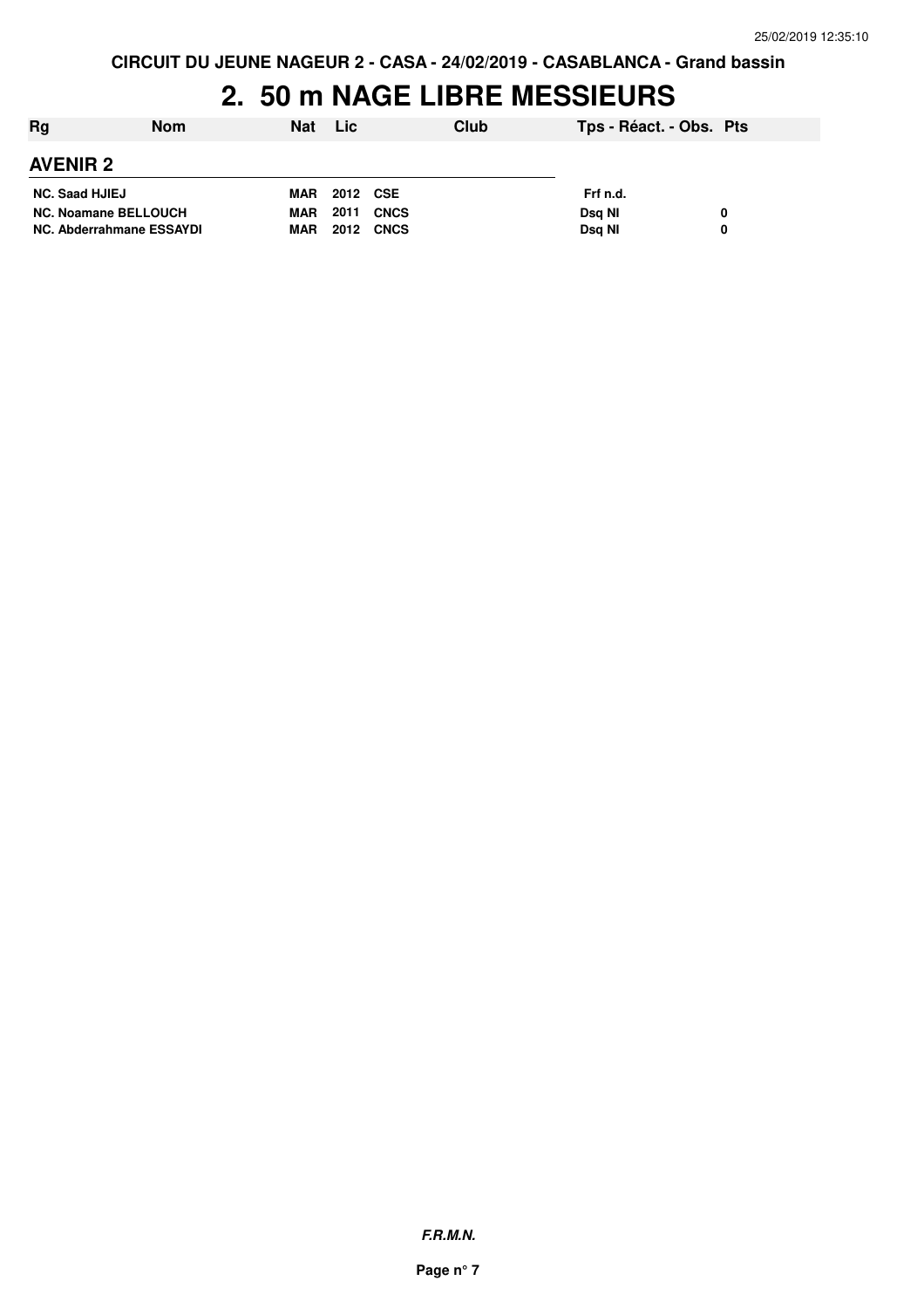**CIRCUIT DU JEUNE NAGEUR 2 - CASA - 24/02/2019 - CASABLANCA - Grand bassin**

# 2. 50 m NAGE LIBRE MESSIEURS

| Rg | Nom | Nat | Lic | Club | Tps - Réact. - Obs. | Pts |
|---|---|---|---|---|---|---|

## AVENIR 2

| Rg | Nom | Nat | Lic | Club | Tps - Réact. - Obs. | Pts |
|---|---|---|---|---|---|---|
| NC. | Saad HJIEJ | MAR | 2012 | CSE | Frf n.d. | |
| NC. | Noamane BELLOUCH | MAR | 2011 | CNCS | Dsq NI | 0 |
| NC. | Abderrahmane ESSAYDI | MAR | 2012 | CNCS | Dsq NI | 0 |

***F.R.M.N.***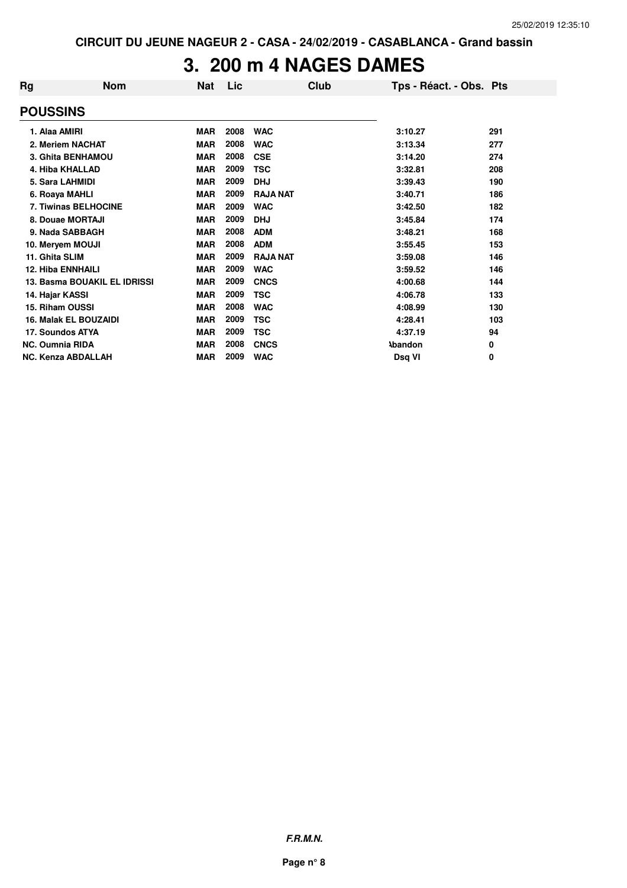CIRCUIT DU JEUNE NAGEUR 2 - CASA - 24/02/2019 - CASABLANCA - Grand bassin

# 3. 200 m 4 NAGES DAMES

| Rg | Nom | Nat | Lic | Club | Tps - Réact. - Obs. | Pts |
|---|---|---|---|---|---|---|
| **POUSSINS** | | | | | | |
| 1. | Alaa AMIRI | MAR | 2008 | WAC | 3:10.27 | 291 |
| 2. | Meriem NACHAT | MAR | 2008 | WAC | 3:13.34 | 277 |
| 3. | Ghita BENHAMOU | MAR | 2008 | CSE | 3:14.20 | 274 |
| 4. | Hiba KHALLAD | MAR | 2009 | TSC | 3:32.81 | 208 |
| 5. | Sara LAHMIDI | MAR | 2009 | DHJ | 3:39.43 | 190 |
| 6. | Roaya MAHLI | MAR | 2009 | RAJA NAT | 3:40.71 | 186 |
| 7. | Tiwinas BELHOCINE | MAR | 2009 | WAC | 3:42.50 | 182 |
| 8. | Douae MORTAJI | MAR | 2009 | DHJ | 3:45.84 | 174 |
| 9. | Nada SABBAGH | MAR | 2008 | ADM | 3:48.21 | 168 |
| 10. | Meryem MOUJI | MAR | 2008 | ADM | 3:55.45 | 153 |
| 11. | Ghita SLIM | MAR | 2009 | RAJA NAT | 3:59.08 | 146 |
| 12. | Hiba ENNHAILI | MAR | 2009 | WAC | 3:59.52 | 146 |
| 13. | Basma BOUAKIL EL IDRISSI | MAR | 2009 | CNCS | 4:00.68 | 144 |
| 14. | Hajar KASSI | MAR | 2009 | TSC | 4:06.78 | 133 |
| 15. | Riham OUSSI | MAR | 2008 | WAC | 4:08.99 | 130 |
| 16. | Malak EL BOUZAIDI | MAR | 2009 | TSC | 4:28.41 | 103 |
| 17. | Soundos ATYA | MAR | 2009 | TSC | 4:37.19 | 94 |
| NC. | Oumnia RIDA | MAR | 2008 | CNCS | Abandon | 0 |
| NC. | Kenza ABDALLAH | MAR | 2009 | WAC | Dsq VI | 0 |

*F.R.M.N.*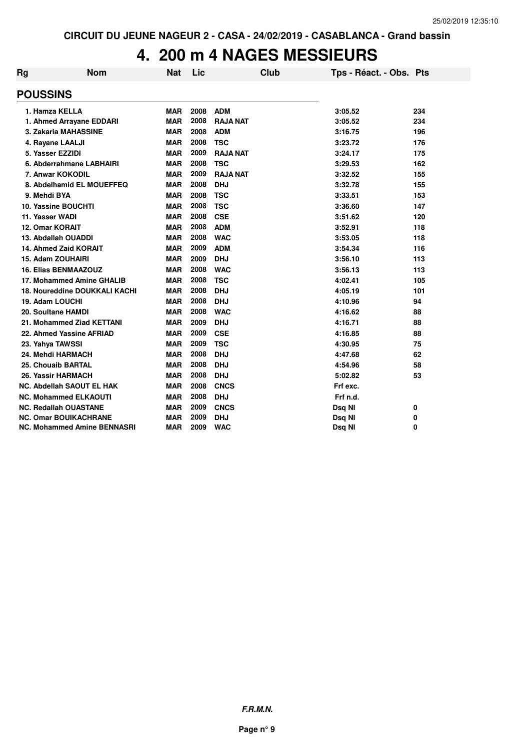CIRCUIT DU JEUNE NAGEUR 2 - CASA - 24/02/2019 - CASABLANCA - Grand bassin

# 4. 200 m 4 NAGES MESSIEURS

| Rg | Nom | Nat | Lic | Club | Tps - Réact. - Obs. | Pts |
|---|---|---|---|---|---|---|
| **POUSSINS** | | | | | | |
| 1. Hamza KELLA | | MAR | 2008 | ADM | 3:05.52 | 234 |
| 1. Ahmed Arrayane EDDARI | | MAR | 2008 | RAJA NAT | 3:05.52 | 234 |
| 3. Zakaria MAHASSINE | | MAR | 2008 | ADM | 3:16.75 | 196 |
| 4. Rayane LAALJI | | MAR | 2008 | TSC | 3:23.72 | 176 |
| 5. Yasser EZZIDI | | MAR | 2009 | RAJA NAT | 3:24.17 | 175 |
| 6. Abderrahmane LABHAIRI | | MAR | 2008 | TSC | 3:29.53 | 162 |
| 7. Anwar KOKODIL | | MAR | 2009 | RAJA NAT | 3:32.52 | 155 |
| 8. Abdelhamid EL MOUEFFEQ | | MAR | 2008 | DHJ | 3:32.78 | 155 |
| 9. Mehdi BYA | | MAR | 2008 | TSC | 3:33.51 | 153 |
| 10. Yassine BOUCHTI | | MAR | 2008 | TSC | 3:36.60 | 147 |
| 11. Yasser WADI | | MAR | 2008 | CSE | 3:51.62 | 120 |
| 12. Omar KORAIT | | MAR | 2008 | ADM | 3:52.91 | 118 |
| 13. Abdallah OUADDI | | MAR | 2008 | WAC | 3:53.05 | 118 |
| 14. Ahmed Zaid KORAIT | | MAR | 2009 | ADM | 3:54.34 | 116 |
| 15. Adam ZOUHAIRI | | MAR | 2009 | DHJ | 3:56.10 | 113 |
| 16. Elias BENMAAZOUZ | | MAR | 2008 | WAC | 3:56.13 | 113 |
| 17. Mohammed Amine GHALIB | | MAR | 2008 | TSC | 4:02.41 | 105 |
| 18. Noureddine DOUKKALI KACHI | | MAR | 2008 | DHJ | 4:05.19 | 101 |
| 19. Adam LOUCHI | | MAR | 2008 | DHJ | 4:10.96 | 94 |
| 20. Soultane HAMDI | | MAR | 2008 | WAC | 4:16.62 | 88 |
| 21. Mohammed Ziad KETTANI | | MAR | 2009 | DHJ | 4:16.71 | 88 |
| 22. Ahmed Yassine AFRIAD | | MAR | 2009 | CSE | 4:16.85 | 88 |
| 23. Yahya TAWSSI | | MAR | 2009 | TSC | 4:30.95 | 75 |
| 24. Mehdi HARMACH | | MAR | 2008 | DHJ | 4:47.68 | 62 |
| 25. Chouaib BARTAL | | MAR | 2008 | DHJ | 4:54.96 | 58 |
| 26. Yassir HARMACH | | MAR | 2008 | DHJ | 5:02.82 | 53 |
| NC. Abdellah SAOUT EL HAK | | MAR | 2008 | CNCS | Frf exc. | |
| NC. Mohammed ELKAOUTI | | MAR | 2008 | DHJ | Frf n.d. | |
| NC. Redallah OUASTANE | | MAR | 2009 | CNCS | Dsq NI | 0 |
| NC. Omar BOUIKACHRANE | | MAR | 2009 | DHJ | Dsq NI | 0 |
| NC. Mohammed Amine BENNASRI | | MAR | 2009 | WAC | Dsq NI | 0 |

*F.R.M.N.*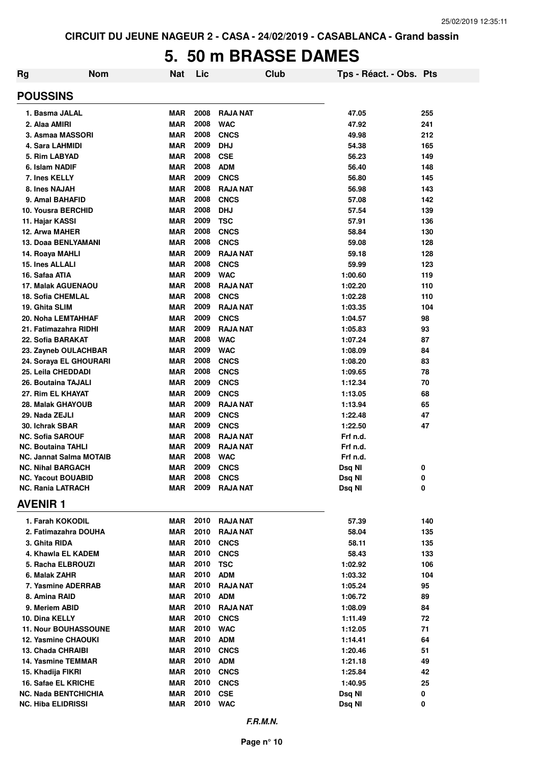CIRCUIT DU JEUNE NAGEUR 2 - CASA - 24/02/2019 - CASABLANCA - Grand bassin

# 5. 50 m BRASSE DAMES

| Rg | Nom | Nat | Lic | Club | Tps - Réact. - Obs. | Pts |
|---|---|---|---|---|---|---|
| **POUSSINS** | | | | | | |
| 1. | Basma JALAL | MAR | 2008 | RAJA NAT | 47.05 | 255 |
| 2. | Alaa AMIRI | MAR | 2008 | WAC | 47.92 | 241 |
| 3. | Asmaa MASSORI | MAR | 2008 | CNCS | 49.98 | 212 |
| 4. | Sara LAHMIDI | MAR | 2009 | DHJ | 54.38 | 165 |
| 5. | Rim LABYAD | MAR | 2008 | CSE | 56.23 | 149 |
| 6. | Islam NADIF | MAR | 2008 | ADM | 56.40 | 148 |
| 7. | Ines KELLY | MAR | 2009 | CNCS | 56.80 | 145 |
| 8. | Ines NAJAH | MAR | 2008 | RAJA NAT | 56.98 | 143 |
| 9. | Amal BAHAFID | MAR | 2008 | CNCS | 57.08 | 142 |
| 10. | Yousra BERCHID | MAR | 2008 | DHJ | 57.54 | 139 |
| 11. | Hajar KASSI | MAR | 2009 | TSC | 57.91 | 136 |
| 12. | Arwa MAHER | MAR | 2008 | CNCS | 58.84 | 130 |
| 13. | Doaa BENLYAMANI | MAR | 2008 | CNCS | 59.08 | 128 |
| 14. | Roaya MAHLI | MAR | 2009 | RAJA NAT | 59.18 | 128 |
| 15. | Ines ALLALI | MAR | 2008 | CNCS | 59.99 | 123 |
| 16. | Safaa ATIA | MAR | 2009 | WAC | 1:00.60 | 119 |
| 17. | Malak AGUENAOU | MAR | 2008 | RAJA NAT | 1:02.20 | 110 |
| 18. | Sofia CHEMLAL | MAR | 2008 | CNCS | 1:02.28 | 110 |
| 19. | Ghita SLIM | MAR | 2009 | RAJA NAT | 1:03.35 | 104 |
| 20. | Noha LEMTAHHAF | MAR | 2009 | CNCS | 1:04.57 | 98 |
| 21. | Fatimazahra RIDHI | MAR | 2009 | RAJA NAT | 1:05.83 | 93 |
| 22. | Sofia BARAKAT | MAR | 2008 | WAC | 1:07.24 | 87 |
| 23. | Zayneb OULACHBAR | MAR | 2009 | WAC | 1:08.09 | 84 |
| 24. | Soraya EL GHOURARI | MAR | 2008 | CNCS | 1:08.20 | 83 |
| 25. | Leila CHEDDADI | MAR | 2008 | CNCS | 1:09.65 | 78 |
| 26. | Boutaina TAJALI | MAR | 2009 | CNCS | 1:12.34 | 70 |
| 27. | Rim EL KHAYAT | MAR | 2009 | CNCS | 1:13.05 | 68 |
| 28. | Malak GHAYOUB | MAR | 2009 | RAJA NAT | 1:13.94 | 65 |
| 29. | Nada ZEJLI | MAR | 2009 | CNCS | 1:22.48 | 47 |
| 30. | Ichrak SBAR | MAR | 2009 | CNCS | 1:22.50 | 47 |
| NC. | Sofia SAROUF | MAR | 2008 | RAJA NAT | Frf n.d. | |
| NC. | Boutaina TAHLI | MAR | 2009 | RAJA NAT | Frf n.d. | |
| NC. | Jannat Salma MOTAIB | MAR | 2008 | WAC | Frf n.d. | |
| NC. | Nihal BARGACH | MAR | 2009 | CNCS | Dsq NI | 0 |
| NC. | Yacout BOUABID | MAR | 2008 | CNCS | Dsq NI | 0 |
| NC. | Rania LATRACH | MAR | 2009 | RAJA NAT | Dsq NI | 0 |
| **AVENIR 1** | | | | | | |
| 1. | Farah KOKODIL | MAR | 2010 | RAJA NAT | 57.39 | 140 |
| 2. | Fatimazahra DOUHA | MAR | 2010 | RAJA NAT | 58.04 | 135 |
| 3. | Ghita RIDA | MAR | 2010 | CNCS | 58.11 | 135 |
| 4. | Khawla EL KADEM | MAR | 2010 | CNCS | 58.43 | 133 |
| 5. | Racha ELBROUZI | MAR | 2010 | TSC | 1:02.92 | 106 |
| 6. | Malak ZAHR | MAR | 2010 | ADM | 1:03.32 | 104 |
| 7. | Yasmine ADERRAB | MAR | 2010 | RAJA NAT | 1:05.24 | 95 |
| 8. | Amina RAID | MAR | 2010 | ADM | 1:06.72 | 89 |
| 9. | Meriem ABID | MAR | 2010 | RAJA NAT | 1:08.09 | 84 |
| 10. | Dina KELLY | MAR | 2010 | CNCS | 1:11.49 | 72 |
| 11. | Nour BOUHASSOUNE | MAR | 2010 | WAC | 1:12.05 | 71 |
| 12. | Yasmine CHAOUKI | MAR | 2010 | ADM | 1:14.41 | 64 |
| 13. | Chada CHRAIBI | MAR | 2010 | CNCS | 1:20.46 | 51 |
| 14. | Yasmine TEMMAR | MAR | 2010 | ADM | 1:21.18 | 49 |
| 15. | Khadija FIKRI | MAR | 2010 | CNCS | 1:25.84 | 42 |
| 16. | Safae EL KRICHE | MAR | 2010 | CNCS | 1:40.95 | 25 |
| NC. | Nada BENTCHICHIA | MAR | 2010 | CSE | Dsq NI | 0 |
| NC. | Hiba ELIDRISSI | MAR | 2010 | WAC | Dsq NI | 0 |

*F.R.M.N.*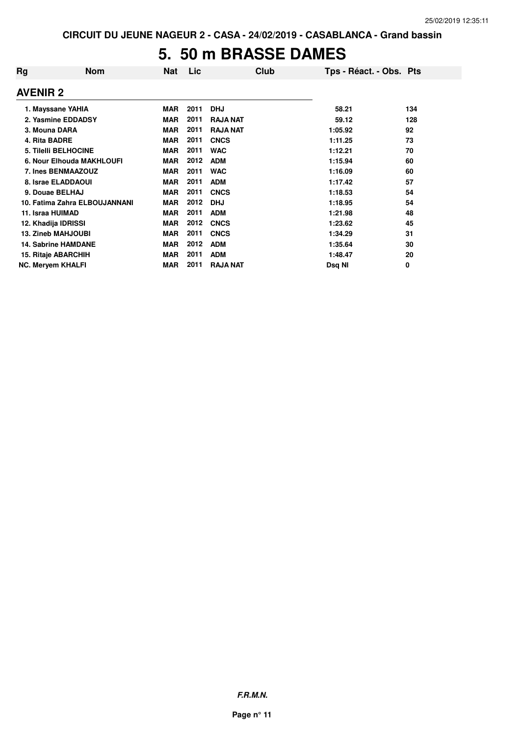CIRCUIT DU JEUNE NAGEUR 2 - CASA - 24/02/2019 - CASABLANCA - Grand bassin

# 5. 50 m BRASSE DAMES

| Rg | Nom | Nat | Lic | Club | Tps - Réact. - Obs. | Pts |
|---|---|---|---|---|---|---|
| **AVENIR 2** | | | | | | |
| 1. | Mayssane YAHIA | MAR | 2011 | DHJ | 58.21 | 134 |
| 2. | Yasmine EDDADSY | MAR | 2011 | RAJA NAT | 59.12 | 128 |
| 3. | Mouna DARA | MAR | 2011 | RAJA NAT | 1:05.92 | 92 |
| 4. | Rita BADRE | MAR | 2011 | CNCS | 1:11.25 | 73 |
| 5. | Tilelli BELHOCINE | MAR | 2011 | WAC | 1:12.21 | 70 |
| 6. | Nour Elhouda MAKHLOUFI | MAR | 2012 | ADM | 1:15.94 | 60 |
| 7. | Ines BENMAAZOUZ | MAR | 2011 | WAC | 1:16.09 | 60 |
| 8. | Israe ELADDAOUI | MAR | 2011 | ADM | 1:17.42 | 57 |
| 9. | Douae BELHAJ | MAR | 2011 | CNCS | 1:18.53 | 54 |
| 10. | Fatima Zahra ELBOUJANNANI | MAR | 2012 | DHJ | 1:18.95 | 54 |
| 11. | Israa HUIMAD | MAR | 2011 | ADM | 1:21.98 | 48 |
| 12. | Khadija IDRISSI | MAR | 2012 | CNCS | 1:23.62 | 45 |
| 13. | Zineb MAHJOUBI | MAR | 2011 | CNCS | 1:34.29 | 31 |
| 14. | Sabrine HAMDANE | MAR | 2012 | ADM | 1:35.64 | 30 |
| 15. | Ritaje ABARCHIH | MAR | 2011 | ADM | 1:48.47 | 20 |
| NC. | Meryem KHALFI | MAR | 2011 | RAJA NAT | Dsq NI | 0 |

***F.R.M.N.***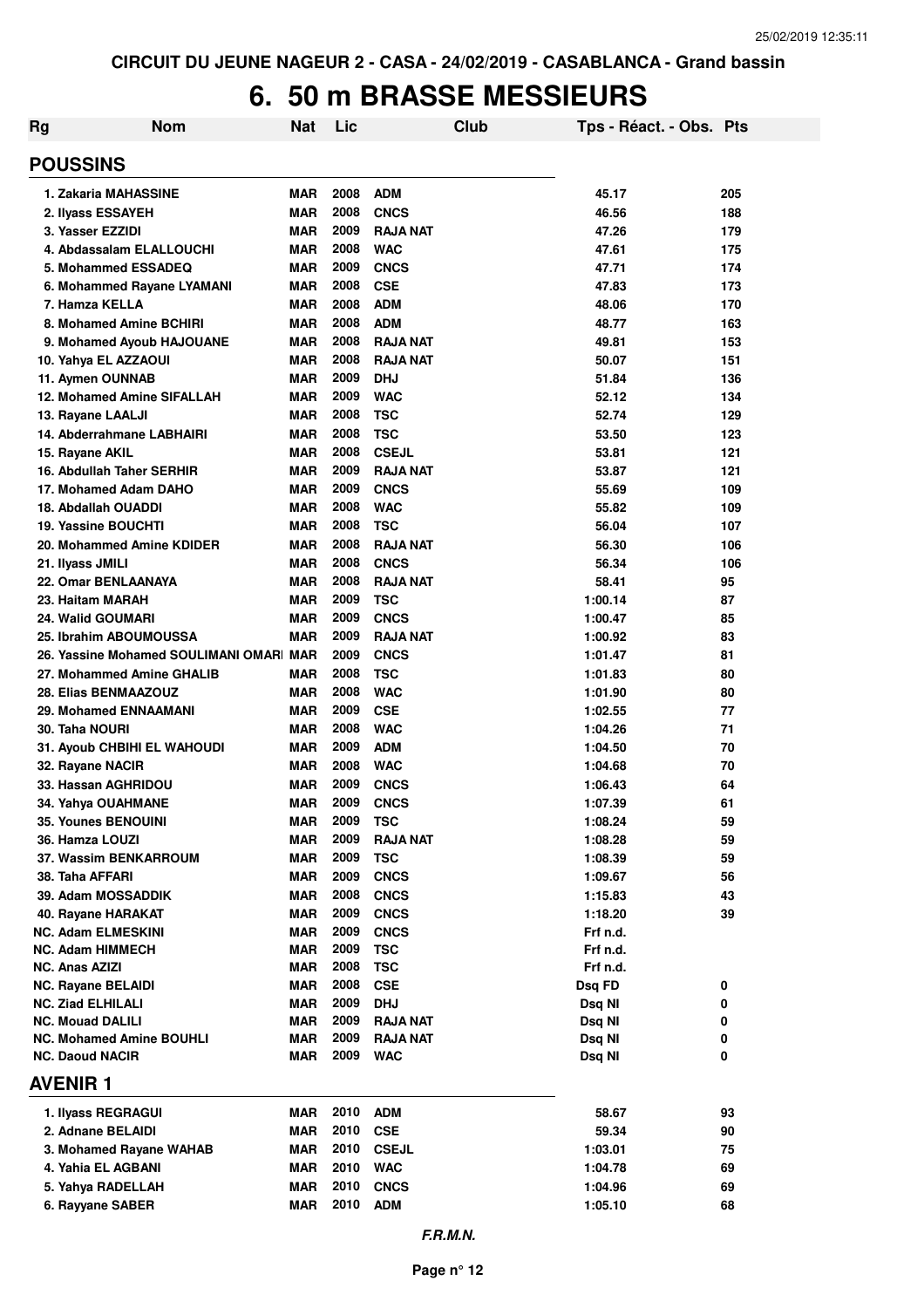CIRCUIT DU JEUNE NAGEUR 2 - CASA - 24/02/2019 - CASABLANCA - Grand bassin

# 6. 50 m BRASSE MESSIEURS

| Rg | Nom | Nat | Lic | Club | Tps - Réact. - Obs. | Pts |
|---|---|---|---|---|---|---|
| **POUSSINS** | | | | | | |
| 1. | Zakaria MAHASSINE | MAR | 2008 | ADM | 45.17 | 205 |
| 2. | Ilyass ESSAYEH | MAR | 2008 | CNCS | 46.56 | 188 |
| 3. | Yasser EZZIDI | MAR | 2009 | RAJA NAT | 47.26 | 179 |
| 4. | Abdassalam ELALLOUCHI | MAR | 2008 | WAC | 47.61 | 175 |
| 5. | Mohammed ESSADEQ | MAR | 2009 | CNCS | 47.71 | 174 |
| 6. | Mohammed Rayane LYAMANI | MAR | 2008 | CSE | 47.83 | 173 |
| 7. | Hamza KELLA | MAR | 2008 | ADM | 48.06 | 170 |
| 8. | Mohamed Amine BCHIRI | MAR | 2008 | ADM | 48.77 | 163 |
| 9. | Mohamed Ayoub HAJOUANE | MAR | 2008 | RAJA NAT | 49.81 | 153 |
| 10. | Yahya EL AZZAOUI | MAR | 2008 | RAJA NAT | 50.07 | 151 |
| 11. | Aymen OUNNAB | MAR | 2009 | DHJ | 51.84 | 136 |
| 12. | Mohamed Amine SIFALLAH | MAR | 2009 | WAC | 52.12 | 134 |
| 13. | Rayane LAALJI | MAR | 2008 | TSC | 52.74 | 129 |
| 14. | Abderrahmane LABHAIRI | MAR | 2008 | TSC | 53.50 | 123 |
| 15. | Rayane AKIL | MAR | 2008 | CSEJL | 53.81 | 121 |
| 16. | Abdullah Taher SERHIR | MAR | 2009 | RAJA NAT | 53.87 | 121 |
| 17. | Mohamed Adam DAHO | MAR | 2009 | CNCS | 55.69 | 109 |
| 18. | Abdallah OUADDI | MAR | 2008 | WAC | 55.82 | 109 |
| 19. | Yassine BOUCHTI | MAR | 2008 | TSC | 56.04 | 107 |
| 20. | Mohammed Amine KDIDER | MAR | 2008 | RAJA NAT | 56.30 | 106 |
| 21. | Ilyass JMILI | MAR | 2008 | CNCS | 56.34 | 106 |
| 22. | Omar BENLAANAYA | MAR | 2008 | RAJA NAT | 58.41 | 95 |
| 23. | Haitam MARAH | MAR | 2009 | TSC | 1:00.14 | 87 |
| 24. | Walid GOUMARI | MAR | 2009 | CNCS | 1:00.47 | 85 |
| 25. | Ibrahim ABOUMOUSSA | MAR | 2009 | RAJA NAT | 1:00.92 | 83 |
| 26. | Yassine Mohamed SOULIMANI OMARI | MAR | 2009 | CNCS | 1:01.47 | 81 |
| 27. | Mohammed Amine GHALIB | MAR | 2008 | TSC | 1:01.83 | 80 |
| 28. | Elias BENMAAZOUZ | MAR | 2008 | WAC | 1:01.90 | 80 |
| 29. | Mohamed ENNAAMANI | MAR | 2009 | CSE | 1:02.55 | 77 |
| 30. | Taha NOURI | MAR | 2008 | WAC | 1:04.26 | 71 |
| 31. | Ayoub CHBIHI EL WAHOUDI | MAR | 2009 | ADM | 1:04.50 | 70 |
| 32. | Rayane NACIR | MAR | 2008 | WAC | 1:04.68 | 70 |
| 33. | Hassan AGHRIDOU | MAR | 2009 | CNCS | 1:06.43 | 64 |
| 34. | Yahya OUAHMANE | MAR | 2009 | CNCS | 1:07.39 | 61 |
| 35. | Younes BENOUINI | MAR | 2009 | TSC | 1:08.24 | 59 |
| 36. | Hamza LOUZI | MAR | 2009 | RAJA NAT | 1:08.28 | 59 |
| 37. | Wassim BENKARROUM | MAR | 2009 | TSC | 1:08.39 | 59 |
| 38. | Taha AFFARI | MAR | 2009 | CNCS | 1:09.67 | 56 |
| 39. | Adam MOSSADDIK | MAR | 2008 | CNCS | 1:15.83 | 43 |
| 40. | Rayane HARAKAT | MAR | 2009 | CNCS | 1:18.20 | 39 |
| NC. | Adam ELMESKINI | MAR | 2009 | CNCS | Frf n.d. | |
| NC. | Adam HIMMECH | MAR | 2009 | TSC | Frf n.d. | |
| NC. | Anas AZIZI | MAR | 2008 | TSC | Frf n.d. | |
| NC. | Rayane BELAIDI | MAR | 2008 | CSE | Dsq FD | 0 |
| NC. | Ziad ELHILALI | MAR | 2009 | DHJ | Dsq NI | 0 |
| NC. | Mouad DALILI | MAR | 2009 | RAJA NAT | Dsq NI | 0 |
| NC. | Mohamed Amine BOUHLI | MAR | 2009 | RAJA NAT | Dsq NI | 0 |
| NC. | Daoud NACIR | MAR | 2009 | WAC | Dsq NI | 0 |
| **AVENIR 1** | | | | | | |
| 1. | Ilyass REGRAGUI | MAR | 2010 | ADM | 58.67 | 93 |
| 2. | Adnane BELAIDI | MAR | 2010 | CSE | 59.34 | 90 |
| 3. | Mohamed Rayane WAHAB | MAR | 2010 | CSEJL | 1:03.01 | 75 |
| 4. | Yahia EL AGBANI | MAR | 2010 | WAC | 1:04.78 | 69 |
| 5. | Yahya RADELLAH | MAR | 2010 | CNCS | 1:04.96 | 69 |
| 6. | Rayyane SABER | MAR | 2010 | ADM | 1:05.10 | 68 |

*F.R.M.N.*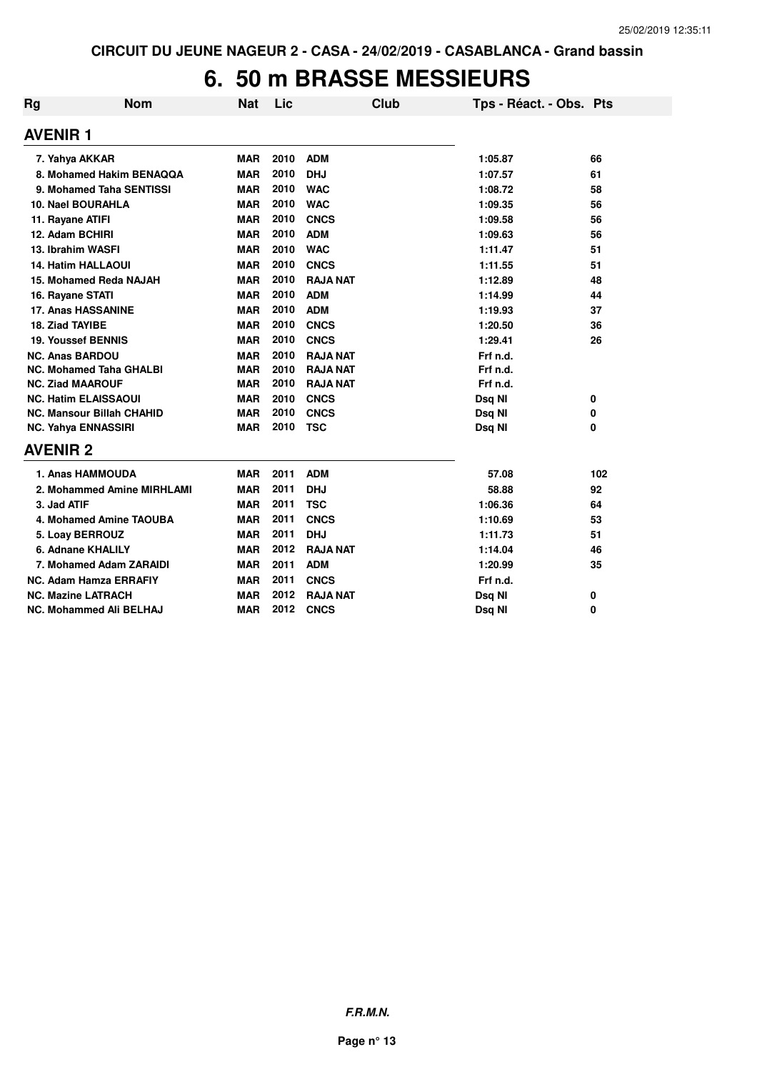CIRCUIT DU JEUNE NAGEUR 2 - CASA - 24/02/2019 - CASABLANCA - Grand bassin

# 6. 50 m BRASSE MESSIEURS

| Rg | Nom | Nat | Lic | Club | Tps - Réact. - Obs. | Pts |
|---|---|---|---|---|---|---|
| **AVENIR 1** | | | | | | |
| 7. | Yahya AKKAR | MAR | 2010 | ADM | 1:05.87 | 66 |
| 8. | Mohamed Hakim BENAQQA | MAR | 2010 | DHJ | 1:07.57 | 61 |
| 9. | Mohamed Taha SENTISSI | MAR | 2010 | WAC | 1:08.72 | 58 |
| 10. | Nael BOURAHLA | MAR | 2010 | WAC | 1:09.35 | 56 |
| 11. | Rayane ATIFI | MAR | 2010 | CNCS | 1:09.58 | 56 |
| 12. | Adam BCHIRI | MAR | 2010 | ADM | 1:09.63 | 56 |
| 13. | Ibrahim WASFI | MAR | 2010 | WAC | 1:11.47 | 51 |
| 14. | Hatim HALLAOUI | MAR | 2010 | CNCS | 1:11.55 | 51 |
| 15. | Mohamed Reda NAJAH | MAR | 2010 | RAJA NAT | 1:12.89 | 48 |
| 16. | Rayane STATI | MAR | 2010 | ADM | 1:14.99 | 44 |
| 17. | Anas HASSANINE | MAR | 2010 | ADM | 1:19.93 | 37 |
| 18. | Ziad TAYIBE | MAR | 2010 | CNCS | 1:20.50 | 36 |
| 19. | Youssef BENNIS | MAR | 2010 | CNCS | 1:29.41 | 26 |
| NC. | Anas BARDOU | MAR | 2010 | RAJA NAT | Frf n.d. | |
| NC. | Mohamed Taha GHALBI | MAR | 2010 | RAJA NAT | Frf n.d. | |
| NC. | Ziad MAAROUF | MAR | 2010 | RAJA NAT | Frf n.d. | |
| NC. | Hatim ELAISSAOUI | MAR | 2010 | CNCS | Dsq NI | 0 |
| NC. | Mansour Billah CHAHID | MAR | 2010 | CNCS | Dsq NI | 0 |
| NC. | Yahya ENNASSIRI | MAR | 2010 | TSC | Dsq NI | 0 |
| **AVENIR 2** | | | | | | |
| 1. | Anas HAMMOUDA | MAR | 2011 | ADM | 57.08 | 102 |
| 2. | Mohammed Amine MIRHLAMI | MAR | 2011 | DHJ | 58.88 | 92 |
| 3. | Jad ATIF | MAR | 2011 | TSC | 1:06.36 | 64 |
| 4. | Mohamed Amine TAOUBA | MAR | 2011 | CNCS | 1:10.69 | 53 |
| 5. | Loay BERROUZ | MAR | 2011 | DHJ | 1:11.73 | 51 |
| 6. | Adnane KHALILY | MAR | 2012 | RAJA NAT | 1:14.04 | 46 |
| 7. | Mohamed Adam ZARAIDI | MAR | 2011 | ADM | 1:20.99 | 35 |
| NC. | Adam Hamza ERRAFIY | MAR | 2011 | CNCS | Frf n.d. | |
| NC. | Mazine LATRACH | MAR | 2012 | RAJA NAT | Dsq NI | 0 |
| NC. | Mohammed Ali BELHAJ | MAR | 2012 | CNCS | Dsq NI | 0 |

*F.R.M.N.*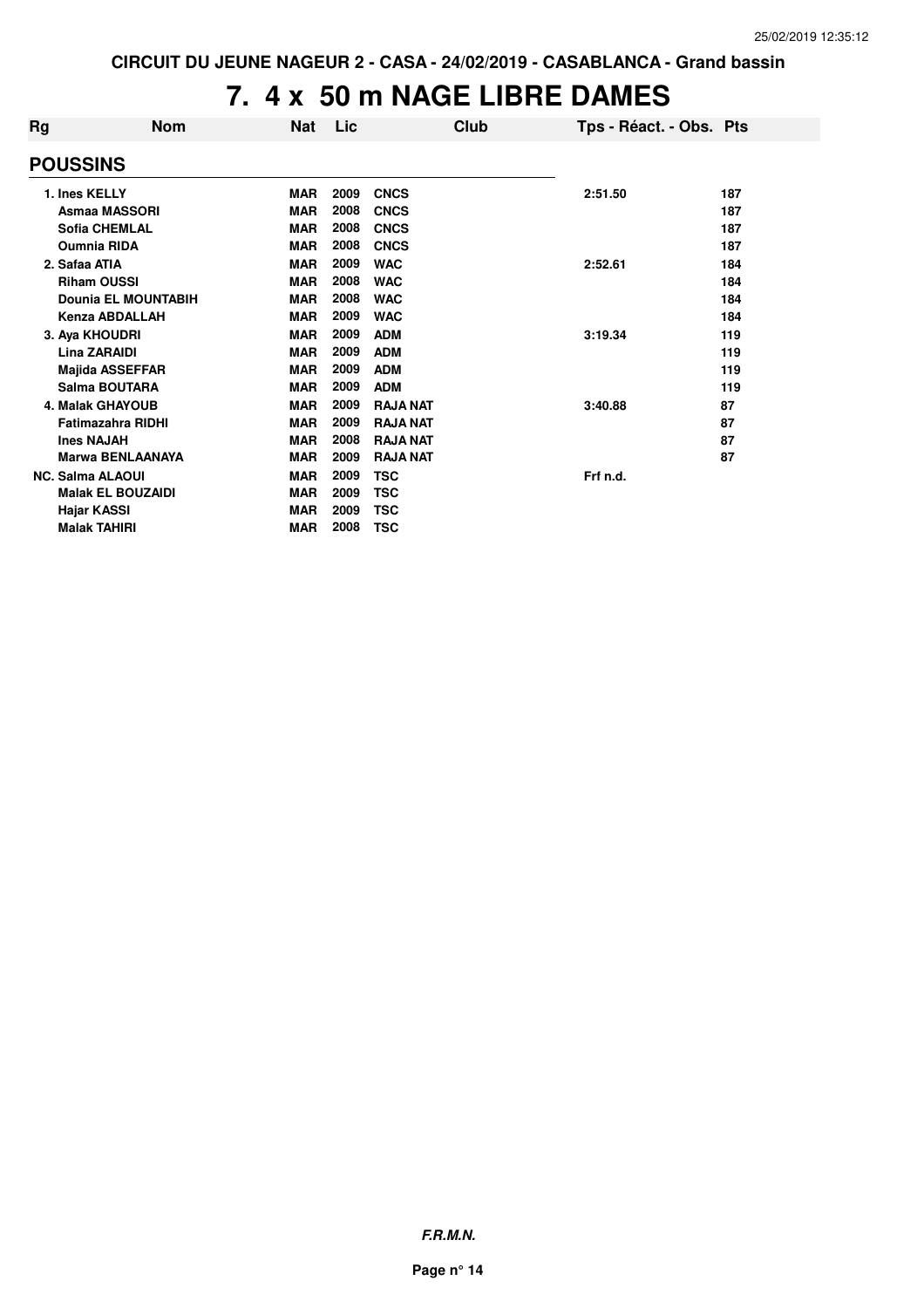CIRCUIT DU JEUNE NAGEUR 2 - CASA - 24/02/2019 - CASABLANCA - Grand bassin

# 7. 4 x 50 m NAGE LIBRE DAMES

| Rg | Nom | Nat | Lic | Club | Tps - Réact. - Obs. | Pts |
|---|---|---|---|---|---|---|
| **POUSSINS** | | | | | | |
| 1. | Ines KELLY | MAR | 2009 | CNCS | 2:51.50 | 187 |
| | Asmaa MASSORI | MAR | 2008 | CNCS | | 187 |
| | Sofia CHEMLAL | MAR | 2008 | CNCS | | 187 |
| | Oumnia RIDA | MAR | 2008 | CNCS | | 187 |
| 2. | Safaa ATIA | MAR | 2009 | WAC | 2:52.61 | 184 |
| | Riham OUSSI | MAR | 2008 | WAC | | 184 |
| | Dounia EL MOUNTABIH | MAR | 2008 | WAC | | 184 |
| | Kenza ABDALLAH | MAR | 2009 | WAC | | 184 |
| 3. | Aya KHOUDRI | MAR | 2009 | ADM | 3:19.34 | 119 |
| | Lina ZARAIDI | MAR | 2009 | ADM | | 119 |
| | Majida ASSEFFAR | MAR | 2009 | ADM | | 119 |
| | Salma BOUTARA | MAR | 2009 | ADM | | 119 |
| 4. | Malak GHAYOUB | MAR | 2009 | RAJA NAT | 3:40.88 | 87 |
| | Fatimazahra RIDHI | MAR | 2009 | RAJA NAT | | 87 |
| | Ines NAJAH | MAR | 2008 | RAJA NAT | | 87 |
| | Marwa BENLAANAYA | MAR | 2009 | RAJA NAT | | 87 |
| NC. | Salma ALAOUI | MAR | 2009 | TSC | Frf n.d. | |
| | Malak EL BOUZAIDI | MAR | 2009 | TSC | | |
| | Hajar KASSI | MAR | 2009 | TSC | | |
| | Malak TAHIRI | MAR | 2008 | TSC | | |

*F.R.M.N.*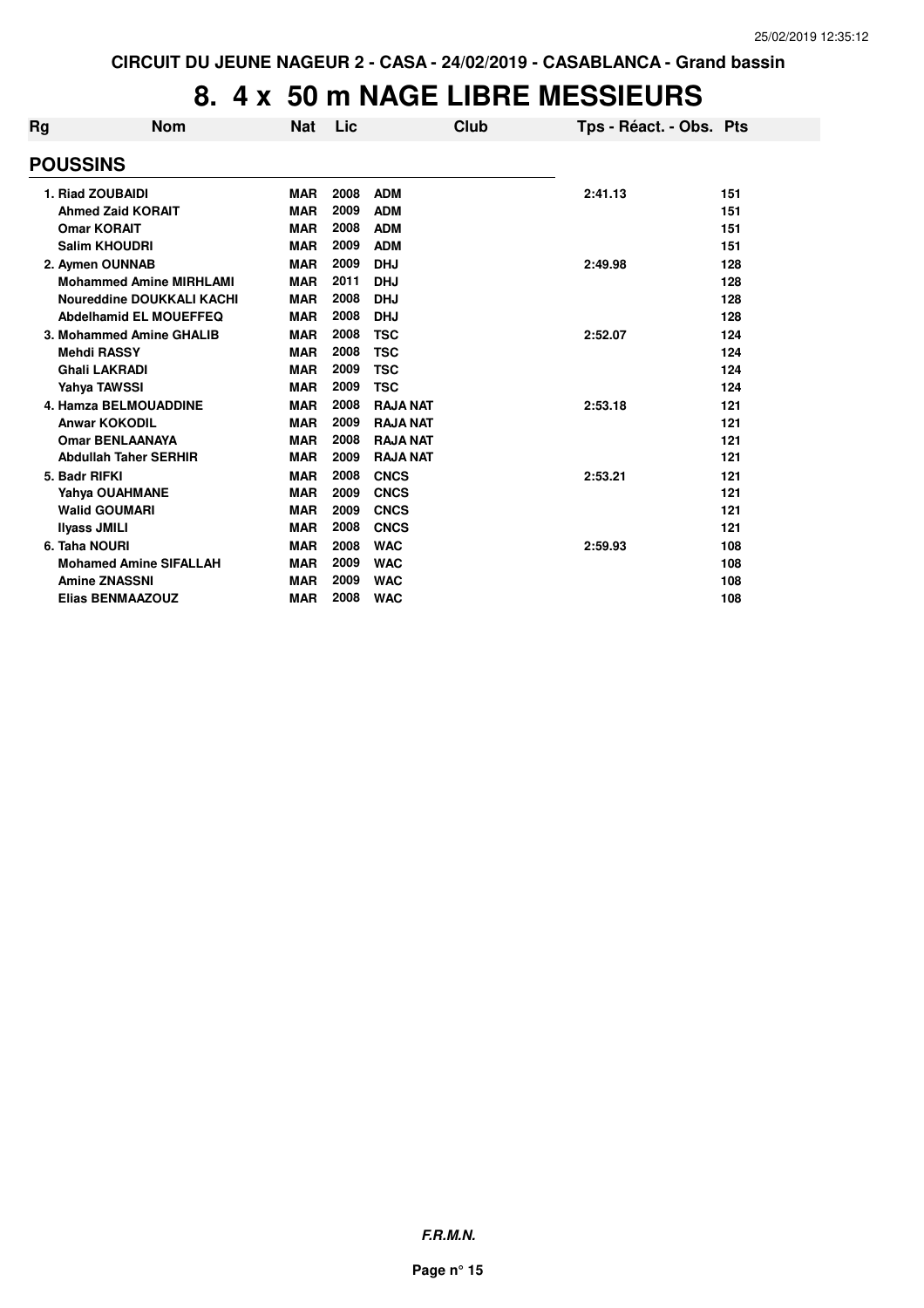CIRCUIT DU JEUNE NAGEUR 2 - CASA - 24/02/2019 - CASABLANCA - Grand bassin

# 8. 4 x 50 m NAGE LIBRE MESSIEURS

| Rg | Nom | Nat | Lic | Club | Tps - Réact. - Obs. | Pts |
|---|---|---|---|---|---|---|
| **POUSSINS** | | | | | | |
| 1. | Riad ZOUBAIDI | MAR | 2008 | ADM | 2:41.13 | 151 |
| | Ahmed Zaid KORAIT | MAR | 2009 | ADM | | 151 |
| | Omar KORAIT | MAR | 2008 | ADM | | 151 |
| | Salim KHOUDRI | MAR | 2009 | ADM | | 151 |
| 2. | Aymen OUNNAB | MAR | 2009 | DHJ | 2:49.98 | 128 |
| | Mohammed Amine MIRHLAMI | MAR | 2011 | DHJ | | 128 |
| | Noureddine DOUKKALI KACHI | MAR | 2008 | DHJ | | 128 |
| | Abdelhamid EL MOUEFFEQ | MAR | 2008 | DHJ | | 128 |
| 3. | Mohammed Amine GHALIB | MAR | 2008 | TSC | 2:52.07 | 124 |
| | Mehdi RASSY | MAR | 2008 | TSC | | 124 |
| | Ghali LAKRADI | MAR | 2009 | TSC | | 124 |
| | Yahya TAWSSI | MAR | 2009 | TSC | | 124 |
| 4. | Hamza BELMOUADDINE | MAR | 2008 | RAJA NAT | 2:53.18 | 121 |
| | Anwar KOKODIL | MAR | 2009 | RAJA NAT | | 121 |
| | Omar BENLAANAYA | MAR | 2008 | RAJA NAT | | 121 |
| | Abdullah Taher SERHIR | MAR | 2009 | RAJA NAT | | 121 |
| 5. | Badr RIFKI | MAR | 2008 | CNCS | 2:53.21 | 121 |
| | Yahya OUAHMANE | MAR | 2009 | CNCS | | 121 |
| | Walid GOUMARI | MAR | 2009 | CNCS | | 121 |
| | Ilyass JMILI | MAR | 2008 | CNCS | | 121 |
| 6. | Taha NOURI | MAR | 2008 | WAC | 2:59.93 | 108 |
| | Mohamed Amine SIFALLAH | MAR | 2009 | WAC | | 108 |
| | Amine ZNASSNI | MAR | 2009 | WAC | | 108 |
| | Elias BENMAAZOUZ | MAR | 2008 | WAC | | 108 |

*F.R.M.N.*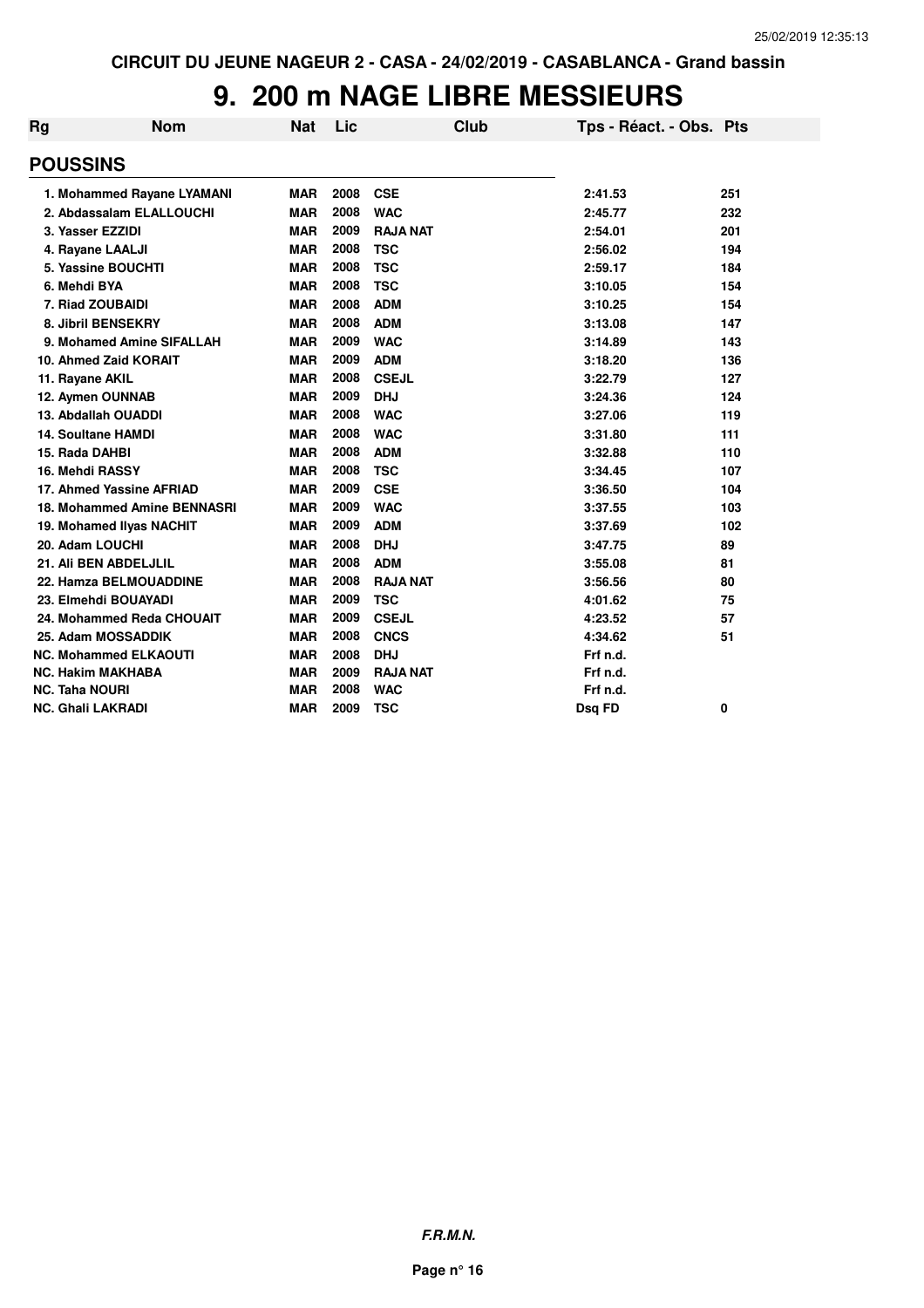CIRCUIT DU JEUNE NAGEUR 2 - CASA - 24/02/2019 - CASABLANCA - Grand bassin

# 9. 200 m NAGE LIBRE MESSIEURS

| Rg | Nom | Nat | Lic | Club | Tps - Réact. - Obs. | Pts |
|---|---|---|---|---|---|---|
| **POUSSINS** | | | | | | |
| 1. | Mohammed Rayane LYAMANI | MAR | 2008 | CSE | 2:41.53 | 251 |
| 2. | Abdassalam ELALLOUCHI | MAR | 2008 | WAC | 2:45.77 | 232 |
| 3. | Yasser EZZIDI | MAR | 2009 | RAJA NAT | 2:54.01 | 201 |
| 4. | Rayane LAALJI | MAR | 2008 | TSC | 2:56.02 | 194 |
| 5. | Yassine BOUCHTI | MAR | 2008 | TSC | 2:59.17 | 184 |
| 6. | Mehdi BYA | MAR | 2008 | TSC | 3:10.05 | 154 |
| 7. | Riad ZOUBAIDI | MAR | 2008 | ADM | 3:10.25 | 154 |
| 8. | Jibril BENSEKRY | MAR | 2008 | ADM | 3:13.08 | 147 |
| 9. | Mohamed Amine SIFALLAH | MAR | 2009 | WAC | 3:14.89 | 143 |
| 10. | Ahmed Zaid KORAIT | MAR | 2009 | ADM | 3:18.20 | 136 |
| 11. | Rayane AKIL | MAR | 2008 | CSEJL | 3:22.79 | 127 |
| 12. | Aymen OUNNAB | MAR | 2009 | DHJ | 3:24.36 | 124 |
| 13. | Abdallah OUADDI | MAR | 2008 | WAC | 3:27.06 | 119 |
| 14. | Soultane HAMDI | MAR | 2008 | WAC | 3:31.80 | 111 |
| 15. | Rada DAHBI | MAR | 2008 | ADM | 3:32.88 | 110 |
| 16. | Mehdi RASSY | MAR | 2008 | TSC | 3:34.45 | 107 |
| 17. | Ahmed Yassine AFRIAD | MAR | 2009 | CSE | 3:36.50 | 104 |
| 18. | Mohammed Amine BENNASRI | MAR | 2009 | WAC | 3:37.55 | 103 |
| 19. | Mohamed Ilyas NACHIT | MAR | 2009 | ADM | 3:37.69 | 102 |
| 20. | Adam LOUCHI | MAR | 2008 | DHJ | 3:47.75 | 89 |
| 21. | Ali BEN ABDELJLIL | MAR | 2008 | ADM | 3:55.08 | 81 |
| 22. | Hamza BELMOUADDINE | MAR | 2008 | RAJA NAT | 3:56.56 | 80 |
| 23. | Elmehdi BOUAYADI | MAR | 2009 | TSC | 4:01.62 | 75 |
| 24. | Mohammed Reda CHOUAIT | MAR | 2009 | CSEJL | 4:23.52 | 57 |
| 25. | Adam MOSSADDIK | MAR | 2008 | CNCS | 4:34.62 | 51 |
| NC. | Mohammed ELKAOUTI | MAR | 2008 | DHJ | Frf n.d. | |
| NC. | Hakim MAKHABA | MAR | 2009 | RAJA NAT | Frf n.d. | |
| NC. | Taha NOURI | MAR | 2008 | WAC | Frf n.d. | |
| NC. | Ghali LAKRADI | MAR | 2009 | TSC | Dsq FD | 0 |

**F.R.M.N.**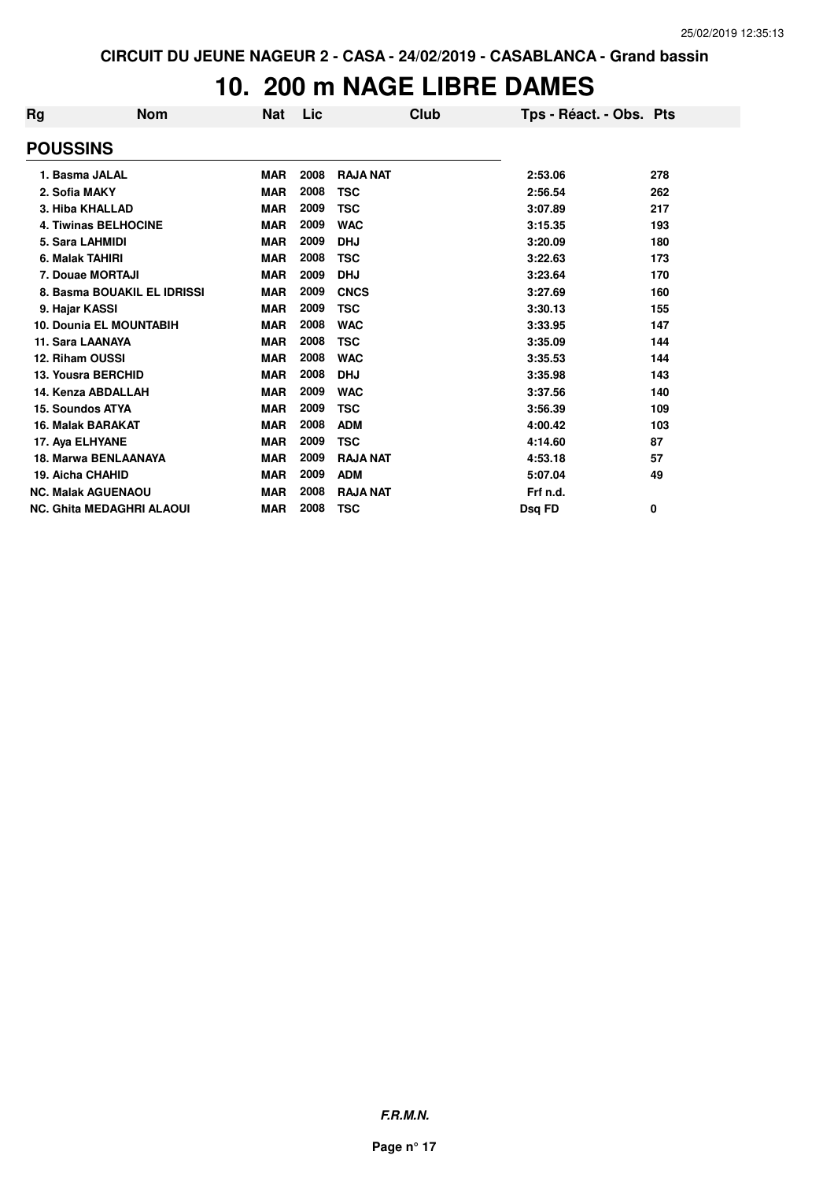CIRCUIT DU JEUNE NAGEUR 2 - CASA - 24/02/2019 - CASABLANCA - Grand bassin

# 10. 200 m NAGE LIBRE DAMES

| Rg | Nom | Nat | Lic | Club | Tps - Réact. - Obs. | Pts |
|---|---|---|---|---|---|---|
| **POUSSINS** | | | | | | |
| 1. | Basma JALAL | MAR | 2008 | RAJA NAT | 2:53.06 | 278 |
| 2. | Sofia MAKY | MAR | 2008 | TSC | 2:56.54 | 262 |
| 3. | Hiba KHALLAD | MAR | 2009 | TSC | 3:07.89 | 217 |
| 4. | Tiwinas BELHOCINE | MAR | 2009 | WAC | 3:15.35 | 193 |
| 5. | Sara LAHMIDI | MAR | 2009 | DHJ | 3:20.09 | 180 |
| 6. | Malak TAHIRI | MAR | 2008 | TSC | 3:22.63 | 173 |
| 7. | Douae MORTAJI | MAR | 2009 | DHJ | 3:23.64 | 170 |
| 8. | Basma BOUAKIL EL IDRISSI | MAR | 2009 | CNCS | 3:27.69 | 160 |
| 9. | Hajar KASSI | MAR | 2009 | TSC | 3:30.13 | 155 |
| 10. | Dounia EL MOUNTABIH | MAR | 2008 | WAC | 3:33.95 | 147 |
| 11. | Sara LAANAYA | MAR | 2008 | TSC | 3:35.09 | 144 |
| 12. | Riham OUSSI | MAR | 2008 | WAC | 3:35.53 | 144 |
| 13. | Yousra BERCHID | MAR | 2008 | DHJ | 3:35.98 | 143 |
| 14. | Kenza ABDALLAH | MAR | 2009 | WAC | 3:37.56 | 140 |
| 15. | Soundos ATYA | MAR | 2009 | TSC | 3:56.39 | 109 |
| 16. | Malak BARAKAT | MAR | 2008 | ADM | 4:00.42 | 103 |
| 17. | Aya ELHYANE | MAR | 2009 | TSC | 4:14.60 | 87 |
| 18. | Marwa BENLAANAYA | MAR | 2009 | RAJA NAT | 4:53.18 | 57 |
| 19. | Aicha CHAHID | MAR | 2009 | ADM | 5:07.04 | 49 |
| NC. | Malak AGUENAOU | MAR | 2008 | RAJA NAT | Frf n.d. | |
| NC. | Ghita MEDAGHRI ALAOUI | MAR | 2008 | TSC | Dsq FD | 0 |

*F.R.M.N.*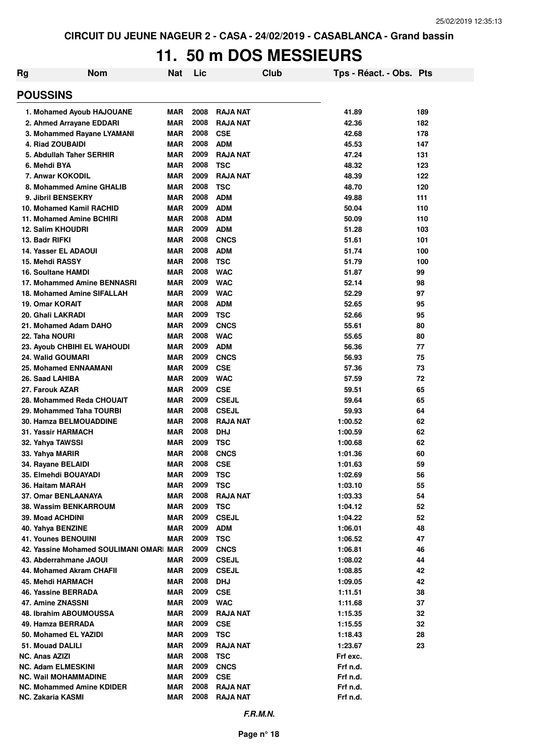CIRCUIT DU JEUNE NAGEUR 2 - CASA - 24/02/2019 - CASABLANCA - Grand bassin

# 11. 50 m DOS MESSIEURS

| Rg | Nom | Nat | Lic | Club | Tps - Réact. - Obs. | Pts |
|---|---|---|---|---|---|---|

## POUSSINS

| Rg | Nom | Nat | Lic | Club | Tps - Réact. - Obs. | Pts |
|---|---|---|---|---|---|---|
| 1. | Mohamed Ayoub HAJOUANE | MAR | 2008 | RAJA NAT | 41.89 | 189 |
| 2. | Ahmed Arrayane EDDARI | MAR | 2008 | RAJA NAT | 42.36 | 182 |
| 3. | Mohammed Rayane LYAMANI | MAR | 2008 | CSE | 42.68 | 178 |
| 4. | Riad ZOUBAIDI | MAR | 2008 | ADM | 45.53 | 147 |
| 5. | Abdullah Taher SERHIR | MAR | 2009 | RAJA NAT | 47.24 | 131 |
| 6. | Mehdi BYA | MAR | 2008 | TSC | 48.32 | 123 |
| 7. | Anwar KOKODIL | MAR | 2009 | RAJA NAT | 48.39 | 122 |
| 8. | Mohammed Amine GHALIB | MAR | 2008 | TSC | 48.70 | 120 |
| 9. | Jibril BENSEKRY | MAR | 2008 | ADM | 49.88 | 111 |
| 10. | Mohamed Kamil RACHID | MAR | 2009 | ADM | 50.04 | 110 |
| 11. | Mohamed Amine BCHIRI | MAR | 2008 | ADM | 50.09 | 110 |
| 12. | Salim KHOUDRI | MAR | 2009 | ADM | 51.28 | 103 |
| 13. | Badr RIFKI | MAR | 2008 | CNCS | 51.61 | 101 |
| 14. | Yasser EL ADAOUI | MAR | 2008 | ADM | 51.74 | 100 |
| 15. | Mehdi RASSY | MAR | 2008 | TSC | 51.79 | 100 |
| 16. | Soultane HAMDI | MAR | 2008 | WAC | 51.87 | 99 |
| 17. | Mohammed Amine BENNASRI | MAR | 2009 | WAC | 52.14 | 98 |
| 18. | Mohamed Amine SIFALLAH | MAR | 2009 | WAC | 52.29 | 97 |
| 19. | Omar KORAIT | MAR | 2008 | ADM | 52.65 | 95 |
| 20. | Ghali LAKRADI | MAR | 2009 | TSC | 52.66 | 95 |
| 21. | Mohamed Adam DAHO | MAR | 2009 | CNCS | 55.61 | 80 |
| 22. | Taha NOURI | MAR | 2008 | WAC | 55.65 | 80 |
| 23. | Ayoub CHBIHI EL WAHOUDI | MAR | 2009 | ADM | 56.36 | 77 |
| 24. | Walid GOUMARI | MAR | 2009 | CNCS | 56.93 | 75 |
| 25. | Mohamed ENNAAMANI | MAR | 2009 | CSE | 57.36 | 73 |
| 26. | Saad LAHIBA | MAR | 2009 | WAC | 57.59 | 72 |
| 27. | Farouk AZAR | MAR | 2009 | CSE | 59.51 | 65 |
| 28. | Mohammed Reda CHOUAIT | MAR | 2009 | CSEJL | 59.64 | 65 |
| 29. | Mohammed Taha TOURBI | MAR | 2008 | CSEJL | 59.93 | 64 |
| 30. | Hamza BELMOUADDINE | MAR | 2008 | RAJA NAT | 1:00.52 | 62 |
| 31. | Yassir HARMACH | MAR | 2008 | DHJ | 1:00.59 | 62 |
| 32. | Yahya TAWSSI | MAR | 2009 | TSC | 1:00.68 | 62 |
| 33. | Yahya MARIR | MAR | 2008 | CNCS | 1:01.36 | 60 |
| 34. | Rayane BELAIDI | MAR | 2008 | CSE | 1:01.63 | 59 |
| 35. | Elmehdi BOUAYADI | MAR | 2009 | TSC | 1:02.69 | 56 |
| 36. | Haitam MARAH | MAR | 2009 | TSC | 1:03.10 | 55 |
| 37. | Omar BENLAANAYA | MAR | 2008 | RAJA NAT | 1:03.33 | 54 |
| 38. | Wassim BENKARROUM | MAR | 2009 | TSC | 1:04.12 | 52 |
| 39. | Moad ACHDINI | MAR | 2009 | CSEJL | 1:04.22 | 52 |
| 40. | Yahya BENZINE | MAR | 2009 | ADM | 1:06.01 | 48 |
| 41. | Younes BENOUINI | MAR | 2009 | TSC | 1:06.52 | 47 |
| 42. | Yassine Mohamed SOULIMANI OMARI | MAR | 2009 | CNCS | 1:06.81 | 46 |
| 43. | Abderrahmane JAOUI | MAR | 2009 | CSEJL | 1:08.02 | 44 |
| 44. | Mohamed Akram CHAFII | MAR | 2009 | CSEJL | 1:08.85 | 42 |
| 45. | Mehdi HARMACH | MAR | 2008 | DHJ | 1:09.05 | 42 |
| 46. | Yassine BERRADA | MAR | 2009 | CSE | 1:11.51 | 38 |
| 47. | Amine ZNASSNI | MAR | 2009 | WAC | 1:11.68 | 37 |
| 48. | Ibrahim ABOUMOUSSA | MAR | 2009 | RAJA NAT | 1:15.35 | 32 |
| 49. | Hamza BERRADA | MAR | 2009 | CSE | 1:15.55 | 32 |
| 50. | Mohamed EL YAZIDI | MAR | 2009 | TSC | 1:18.43 | 28 |
| 51. | Mouad DALILI | MAR | 2009 | RAJA NAT | 1:23.67 | 23 |
| NC. | Anas AZIZI | MAR | 2008 | TSC | Frf exc. | |
| NC. | Adam ELMESKINI | MAR | 2009 | CNCS | Frf n.d. | |
| NC. | Wail MOHAMMADINE | MAR | 2009 | CSE | Frf n.d. | |
| NC. | Mohammed Amine KDIDER | MAR | 2008 | RAJA NAT | Frf n.d. | |
| NC. | Zakaria KASMI | MAR | 2008 | RAJA NAT | Frf n.d. | |

*F.R.M.N.*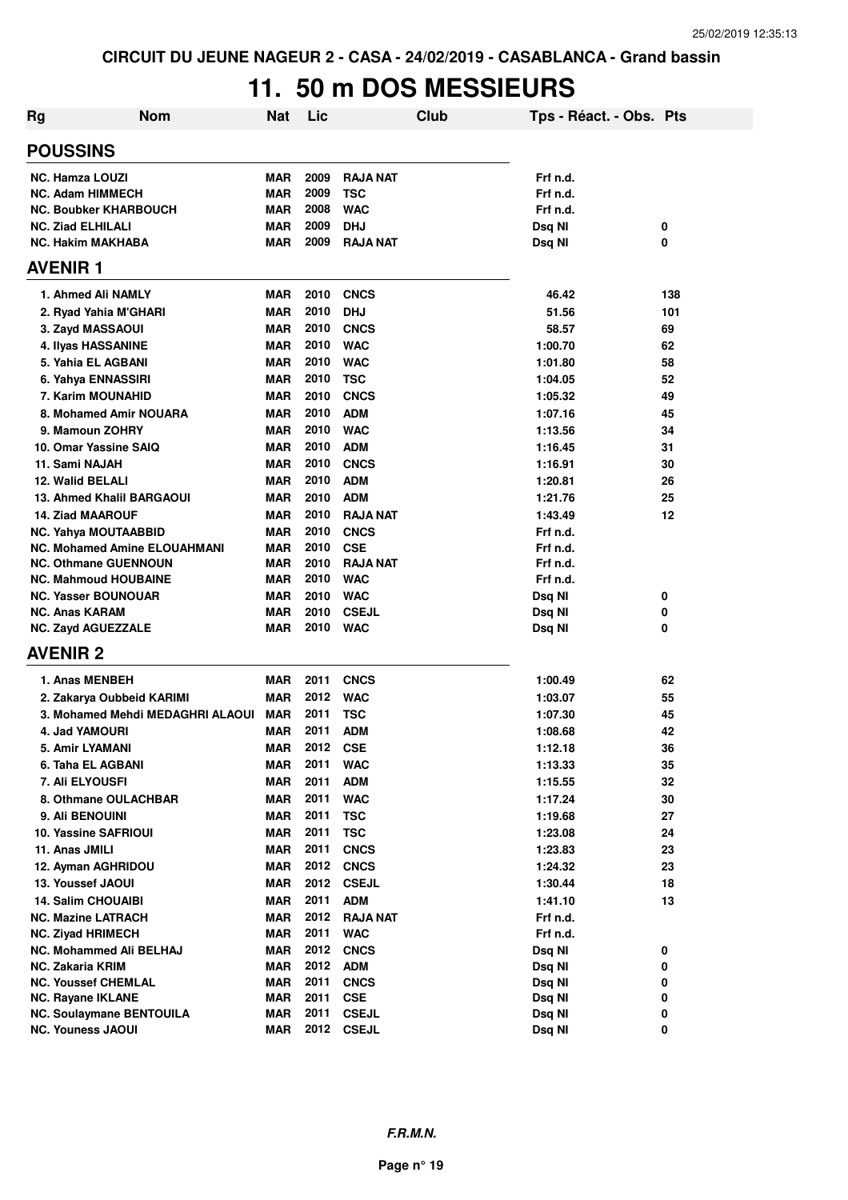CIRCUIT DU JEUNE NAGEUR 2 - CASA - 24/02/2019 - CASABLANCA - Grand bassin

# 11. 50 m DOS MESSIEURS

| Rg | Nom | Nat | Lic | Club | Tps - Réact. - Obs. | Pts |
|---|---|---|---|---|---|---|
| **POUSSINS** | | | | | | |
| NC. Hamza LOUZI | | MAR | 2009 | RAJA NAT | Frf n.d. | |
| NC. Adam HIMMECH | | MAR | 2009 | TSC | Frf n.d. | |
| NC. Boubker KHARBOUCH | | MAR | 2008 | WAC | Frf n.d. | |
| NC. Ziad ELHILALI | | MAR | 2009 | DHJ | Dsq NI | 0 |
| NC. Hakim MAKHABA | | MAR | 2009 | RAJA NAT | Dsq NI | 0 |
| **AVENIR 1** | | | | | | |
| 1. | Ahmed Ali NAMLY | MAR | 2010 | CNCS | 46.42 | 138 |
| 2. | Ryad Yahia M'GHARI | MAR | 2010 | DHJ | 51.56 | 101 |
| 3. | Zayd MASSAOUI | MAR | 2010 | CNCS | 58.57 | 69 |
| 4. | Ilyas HASSANINE | MAR | 2010 | WAC | 1:00.70 | 62 |
| 5. | Yahia EL AGBANI | MAR | 2010 | WAC | 1:01.80 | 58 |
| 6. | Yahya ENNASSIRI | MAR | 2010 | TSC | 1:04.05 | 52 |
| 7. | Karim MOUNAHID | MAR | 2010 | CNCS | 1:05.32 | 49 |
| 8. | Mohamed Amir NOUARA | MAR | 2010 | ADM | 1:07.16 | 45 |
| 9. | Mamoun ZOHRY | MAR | 2010 | WAC | 1:13.56 | 34 |
| 10. | Omar Yassine SAIQ | MAR | 2010 | ADM | 1:16.45 | 31 |
| 11. | Sami NAJAH | MAR | 2010 | CNCS | 1:16.91 | 30 |
| 12. | Walid BELALI | MAR | 2010 | ADM | 1:20.81 | 26 |
| 13. | Ahmed Khalil BARGAOUI | MAR | 2010 | ADM | 1:21.76 | 25 |
| 14. | Ziad MAAROUF | MAR | 2010 | RAJA NAT | 1:43.49 | 12 |
| NC. Yahya MOUTAABBID | | MAR | 2010 | CNCS | Frf n.d. | |
| NC. Mohamed Amine ELOUAHMANI | | MAR | 2010 | CSE | Frf n.d. | |
| NC. Othmane GUENNOUN | | MAR | 2010 | RAJA NAT | Frf n.d. | |
| NC. Mahmoud HOUBAINE | | MAR | 2010 | WAC | Frf n.d. | |
| NC. Yasser BOUNOUAR | | MAR | 2010 | WAC | Dsq NI | 0 |
| NC. Anas KARAM | | MAR | 2010 | CSEJL | Dsq NI | 0 |
| NC. Zayd AGUEZZALE | | MAR | 2010 | WAC | Dsq NI | 0 |
| **AVENIR 2** | | | | | | |
| 1. | Anas MENBEH | MAR | 2011 | CNCS | 1:00.49 | 62 |
| 2. | Zakarya Oubbeid KARIMI | MAR | 2012 | WAC | 1:03.07 | 55 |
| 3. | Mohamed Mehdi MEDAGHRI ALAOUI | MAR | 2011 | TSC | 1:07.30 | 45 |
| 4. | Jad YAMOURI | MAR | 2011 | ADM | 1:08.68 | 42 |
| 5. | Amir LYAMANI | MAR | 2012 | CSE | 1:12.18 | 36 |
| 6. | Taha EL AGBANI | MAR | 2011 | WAC | 1:13.33 | 35 |
| 7. | Ali ELYOUSFI | MAR | 2011 | ADM | 1:15.55 | 32 |
| 8. | Othmane OULACHBAR | MAR | 2011 | WAC | 1:17.24 | 30 |
| 9. | Ali BENOUINI | MAR | 2011 | TSC | 1:19.68 | 27 |
| 10. | Yassine SAFRIOUI | MAR | 2011 | TSC | 1:23.08 | 24 |
| 11. | Anas JMILI | MAR | 2011 | CNCS | 1:23.83 | 23 |
| 12. | Ayman AGHRIDOU | MAR | 2012 | CNCS | 1:24.32 | 23 |
| 13. | Youssef JAOUI | MAR | 2012 | CSEJL | 1:30.44 | 18 |
| 14. | Salim CHOUAIBI | MAR | 2011 | ADM | 1:41.10 | 13 |
| NC. Mazine LATRACH | | MAR | 2012 | RAJA NAT | Frf n.d. | |
| NC. Ziyad HRIMECH | | MAR | 2011 | WAC | Frf n.d. | |
| NC. Mohammed Ali BELHAJ | | MAR | 2012 | CNCS | Dsq NI | 0 |
| NC. Zakaria KRIM | | MAR | 2012 | ADM | Dsq NI | 0 |
| NC. Youssef CHEMLAL | | MAR | 2011 | CNCS | Dsq NI | 0 |
| NC. Rayane IKLANE | | MAR | 2011 | CSE | Dsq NI | 0 |
| NC. Soulaymane BENTOUILA | | MAR | 2011 | CSEJL | Dsq NI | 0 |
| NC. Youness JAOUI | | MAR | 2012 | CSEJL | Dsq NI | 0 |

*F.R.M.N.*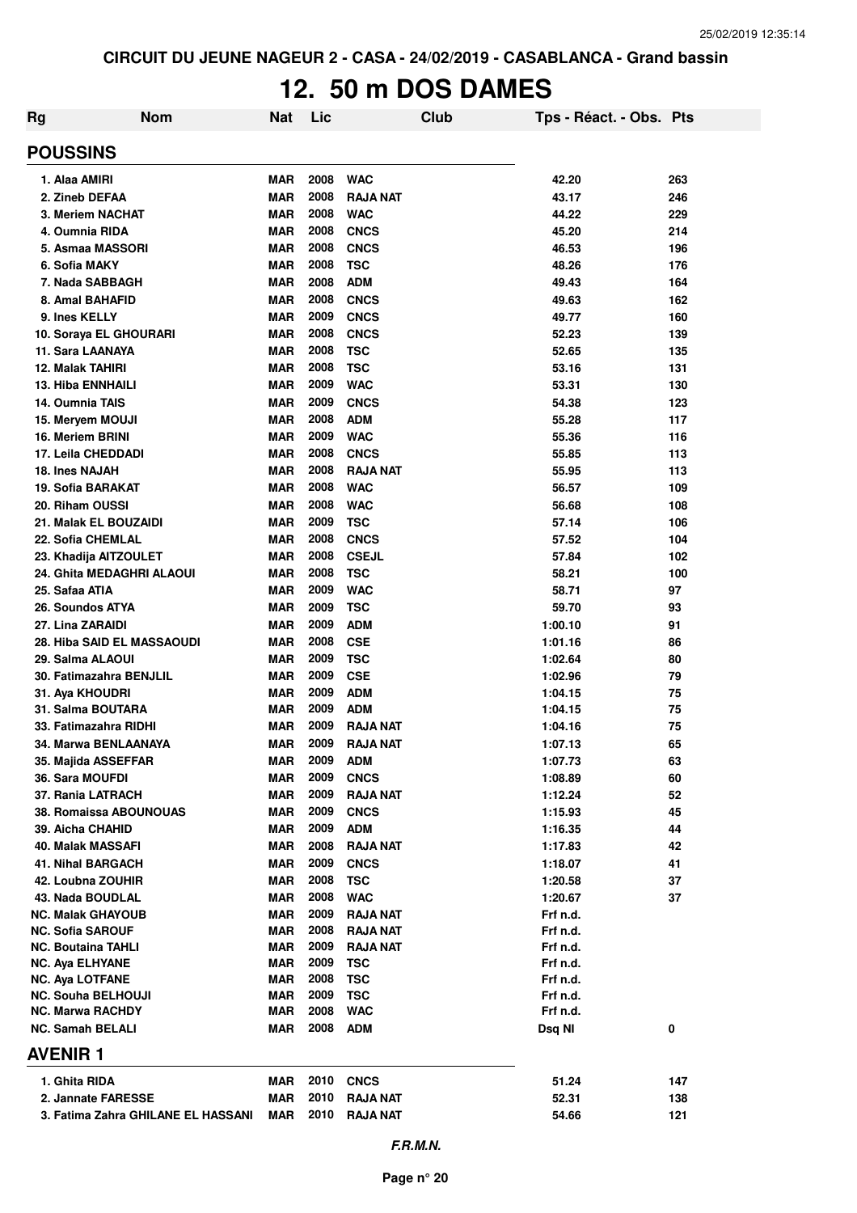CIRCUIT DU JEUNE NAGEUR 2 - CASA - 24/02/2019 - CASABLANCA - Grand bassin

# 12. 50 m DOS DAMES

| Rg | Nom | Nat | Lic | Club | Tps - Réact. - Obs. | Pts |
|---|---|---|---|---|---|---|
| **POUSSINS** | | | | | | |
| 1. Alaa AMIRI | | MAR | 2008 | WAC | 42.20 | 263 |
| 2. Zineb DEFAA | | MAR | 2008 | RAJA NAT | 43.17 | 246 |
| 3. Meriem NACHAT | | MAR | 2008 | WAC | 44.22 | 229 |
| 4. Oumnia RIDA | | MAR | 2008 | CNCS | 45.20 | 214 |
| 5. Asmaa MASSORI | | MAR | 2008 | CNCS | 46.53 | 196 |
| 6. Sofia MAKY | | MAR | 2008 | TSC | 48.26 | 176 |
| 7. Nada SABBAGH | | MAR | 2008 | ADM | 49.43 | 164 |
| 8. Amal BAHAFID | | MAR | 2008 | CNCS | 49.63 | 162 |
| 9. Ines KELLY | | MAR | 2009 | CNCS | 49.77 | 160 |
| 10. Soraya EL GHOURARI | | MAR | 2008 | CNCS | 52.23 | 139 |
| 11. Sara LAANAYA | | MAR | 2008 | TSC | 52.65 | 135 |
| 12. Malak TAHIRI | | MAR | 2008 | TSC | 53.16 | 131 |
| 13. Hiba ENNHAILI | | MAR | 2009 | WAC | 53.31 | 130 |
| 14. Oumnia TAIS | | MAR | 2009 | CNCS | 54.38 | 123 |
| 15. Meryem MOUJI | | MAR | 2008 | ADM | 55.28 | 117 |
| 16. Meriem BRINI | | MAR | 2009 | WAC | 55.36 | 116 |
| 17. Leila CHEDDADI | | MAR | 2008 | CNCS | 55.85 | 113 |
| 18. Ines NAJAH | | MAR | 2008 | RAJA NAT | 55.95 | 113 |
| 19. Sofia BARAKAT | | MAR | 2008 | WAC | 56.57 | 109 |
| 20. Riham OUSSI | | MAR | 2008 | WAC | 56.68 | 108 |
| 21. Malak EL BOUZAIDI | | MAR | 2009 | TSC | 57.14 | 106 |
| 22. Sofia CHEMLAL | | MAR | 2008 | CNCS | 57.52 | 104 |
| 23. Khadija AITZOULET | | MAR | 2008 | CSEJL | 57.84 | 102 |
| 24. Ghita MEDAGHRI ALAOUI | | MAR | 2008 | TSC | 58.21 | 100 |
| 25. Safaa ATIA | | MAR | 2009 | WAC | 58.71 | 97 |
| 26. Soundos ATYA | | MAR | 2009 | TSC | 59.70 | 93 |
| 27. Lina ZARAIDI | | MAR | 2009 | ADM | 1:00.10 | 91 |
| 28. Hiba SAID EL MASSAOUDI | | MAR | 2008 | CSE | 1:01.16 | 86 |
| 29. Salma ALAOUI | | MAR | 2009 | TSC | 1:02.64 | 80 |
| 30. Fatimazahra BENJLIL | | MAR | 2009 | CSE | 1:02.96 | 79 |
| 31. Aya KHOUDRI | | MAR | 2009 | ADM | 1:04.15 | 75 |
| 31. Salma BOUTARA | | MAR | 2009 | ADM | 1:04.15 | 75 |
| 33. Fatimazahra RIDHI | | MAR | 2009 | RAJA NAT | 1:04.16 | 75 |
| 34. Marwa BENLAANAYA | | MAR | 2009 | RAJA NAT | 1:07.13 | 65 |
| 35. Majida ASSEFFAR | | MAR | 2009 | ADM | 1:07.73 | 63 |
| 36. Sara MOUFDI | | MAR | 2009 | CNCS | 1:08.89 | 60 |
| 37. Rania LATRACH | | MAR | 2009 | RAJA NAT | 1:12.24 | 52 |
| 38. Romaissa ABOUNOUAS | | MAR | 2009 | CNCS | 1:15.93 | 45 |
| 39. Aicha CHAHID | | MAR | 2009 | ADM | 1:16.35 | 44 |
| 40. Malak MASSAFI | | MAR | 2008 | RAJA NAT | 1:17.83 | 42 |
| 41. Nihal BARGACH | | MAR | 2009 | CNCS | 1:18.07 | 41 |
| 42. Loubna ZOUHIR | | MAR | 2008 | TSC | 1:20.58 | 37 |
| 43. Nada BOUDLAL | | MAR | 2008 | WAC | 1:20.67 | 37 |
| NC. Malak GHAYOUB | | MAR | 2009 | RAJA NAT | Frf n.d. | |
| NC. Sofia SAROUF | | MAR | 2008 | RAJA NAT | Frf n.d. | |
| NC. Boutaina TAHLI | | MAR | 2009 | RAJA NAT | Frf n.d. | |
| NC. Aya ELHYANE | | MAR | 2009 | TSC | Frf n.d. | |
| NC. Aya LOTFANE | | MAR | 2008 | TSC | Frf n.d. | |
| NC. Souha BELHOUJI | | MAR | 2009 | TSC | Frf n.d. | |
| NC. Marwa RACHDY | | MAR | 2008 | WAC | Frf n.d. | |
| NC. Samah BELALI | | MAR | 2008 | ADM | Dsq NI | 0 |
| **AVENIR 1** | | | | | | |
| 1. Ghita RIDA | | MAR | 2010 | CNCS | 51.24 | 147 |
| 2. Jannate FARESSE | | MAR | 2010 | RAJA NAT | 52.31 | 138 |
| 3. Fatima Zahra GHILANE EL HASSANI | | MAR | 2010 | RAJA NAT | 54.66 | 121 |

*F.R.M.N.*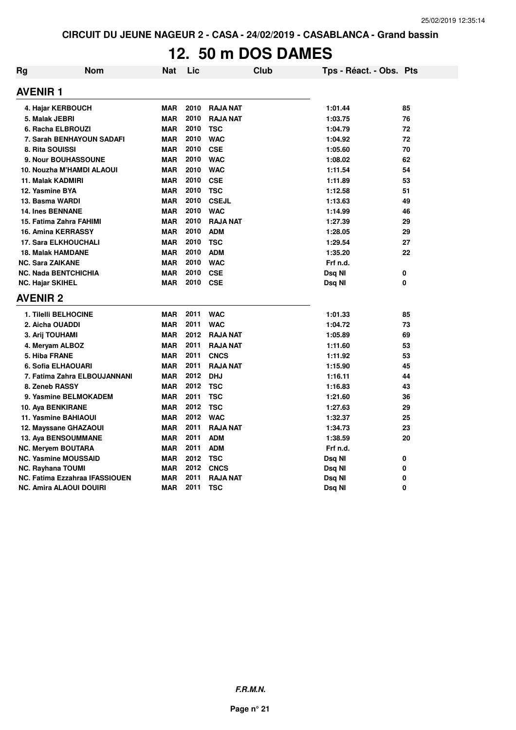CIRCUIT DU JEUNE NAGEUR 2 - CASA - 24/02/2019 - CASABLANCA - Grand bassin

# 12. 50 m DOS DAMES

| Rg | Nom | Nat | Lic | Club | Tps - Réact. - Obs. | Pts |
|---|---|---|---|---|---|---|
| **AVENIR 1** | | | | | | |
| 4. | Hajar KERBOUCH | MAR | 2010 | RAJA NAT | 1:01.44 | 85 |
| 5. | Malak JEBRI | MAR | 2010 | RAJA NAT | 1:03.75 | 76 |
| 6. | Racha ELBROUZI | MAR | 2010 | TSC | 1:04.79 | 72 |
| 7. | Sarah BENHAYOUN SADAFI | MAR | 2010 | WAC | 1:04.92 | 72 |
| 8. | Rita SOUISSI | MAR | 2010 | CSE | 1:05.60 | 70 |
| 9. | Nour BOUHASSOUNE | MAR | 2010 | WAC | 1:08.02 | 62 |
| 10. | Nouzha M'HAMDI ALAOUI | MAR | 2010 | WAC | 1:11.54 | 54 |
| 11. | Malak KADMIRI | MAR | 2010 | CSE | 1:11.89 | 53 |
| 12. | Yasmine BYA | MAR | 2010 | TSC | 1:12.58 | 51 |
| 13. | Basma WARDI | MAR | 2010 | CSEJL | 1:13.63 | 49 |
| 14. | Ines BENNANE | MAR | 2010 | WAC | 1:14.99 | 46 |
| 15. | Fatima Zahra FAHIMI | MAR | 2010 | RAJA NAT | 1:27.39 | 29 |
| 16. | Amina KERRASSY | MAR | 2010 | ADM | 1:28.05 | 29 |
| 17. | Sara ELKHOUCHALI | MAR | 2010 | TSC | 1:29.54 | 27 |
| 18. | Malak HAMDANE | MAR | 2010 | ADM | 1:35.20 | 22 |
| NC. | Sara ZAIKANE | MAR | 2010 | WAC | Frf n.d. | |
| NC. | Nada BENTCHICHIA | MAR | 2010 | CSE | Dsq NI | 0 |
| NC. | Hajar SKIHEL | MAR | 2010 | CSE | Dsq NI | 0 |
| **AVENIR 2** | | | | | | |
| 1. | Tilelli BELHOCINE | MAR | 2011 | WAC | 1:01.33 | 85 |
| 2. | Aicha OUADDI | MAR | 2011 | WAC | 1:04.72 | 73 |
| 3. | Arij TOUHAMI | MAR | 2012 | RAJA NAT | 1:05.89 | 69 |
| 4. | Meryam ALBOZ | MAR | 2011 | RAJA NAT | 1:11.60 | 53 |
| 5. | Hiba FRANE | MAR | 2011 | CNCS | 1:11.92 | 53 |
| 6. | Sofia ELHAOUARI | MAR | 2011 | RAJA NAT | 1:15.90 | 45 |
| 7. | Fatima Zahra ELBOUJANNANI | MAR | 2012 | DHJ | 1:16.11 | 44 |
| 8. | Zeneb RASSY | MAR | 2012 | TSC | 1:16.83 | 43 |
| 9. | Yasmine BELMOKADEM | MAR | 2011 | TSC | 1:21.60 | 36 |
| 10. | Aya BENKIRANE | MAR | 2012 | TSC | 1:27.63 | 29 |
| 11. | Yasmine BAHIAOUI | MAR | 2012 | WAC | 1:32.37 | 25 |
| 12. | Mayssane GHAZAOUI | MAR | 2011 | RAJA NAT | 1:34.73 | 23 |
| 13. | Aya BENSOUMMANE | MAR | 2011 | ADM | 1:38.59 | 20 |
| NC. | Meryem BOUTARA | MAR | 2011 | ADM | Frf n.d. | |
| NC. | Yasmine MOUSSAID | MAR | 2012 | TSC | Dsq NI | 0 |
| NC. | Rayhana TOUMI | MAR | 2012 | CNCS | Dsq NI | 0 |
| NC. | Fatima Ezzahraa IFASSIOUEN | MAR | 2011 | RAJA NAT | Dsq NI | 0 |
| NC. | Amira ALAOUI DOUIRI | MAR | 2011 | TSC | Dsq NI | 0 |

*F.R.M.N.*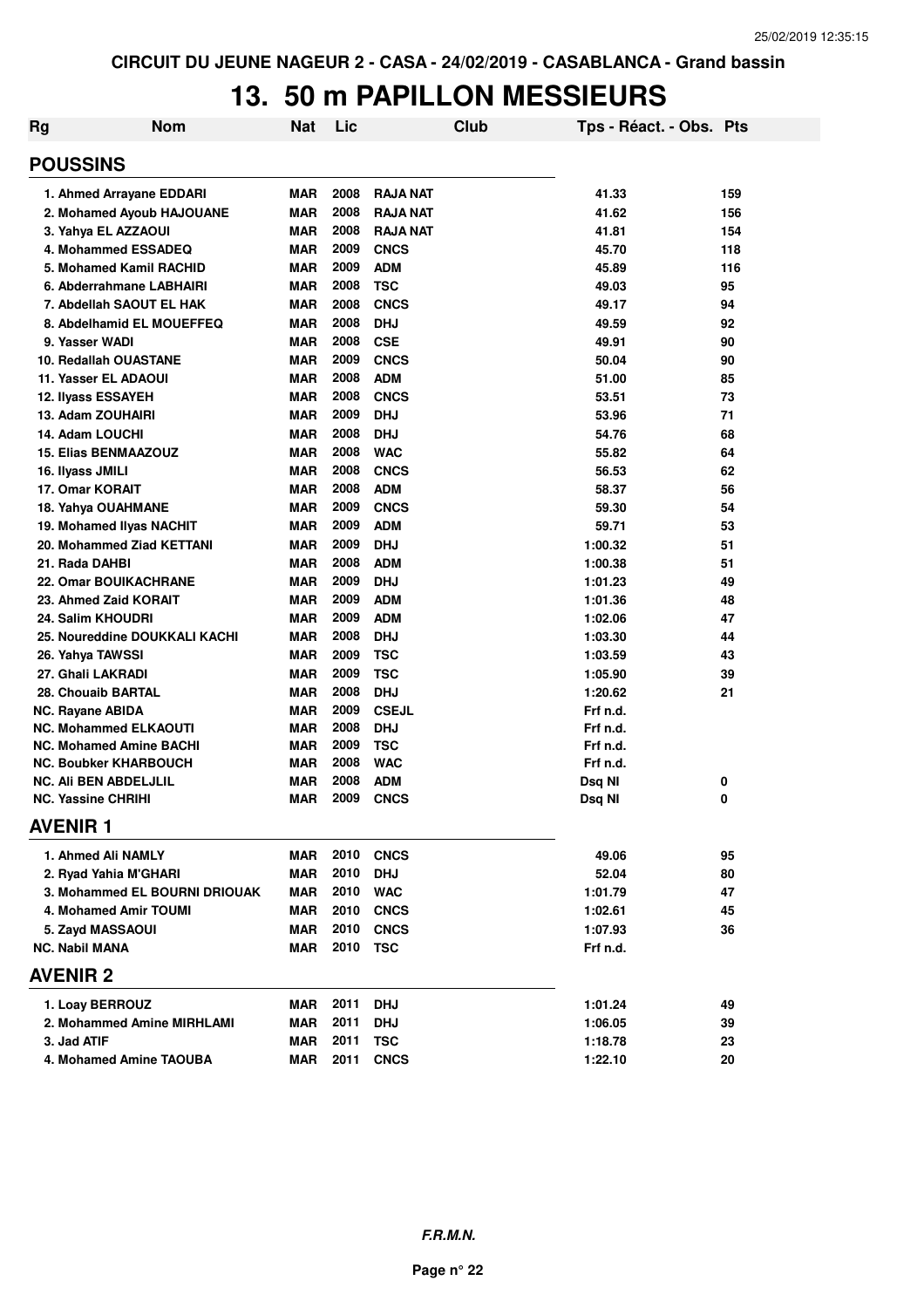CIRCUIT DU JEUNE NAGEUR 2 - CASA - 24/02/2019 - CASABLANCA - Grand bassin

# 13. 50 m PAPILLON MESSIEURS

| Rg | Nom | Nat | Lic | Club | Tps - Réact. - Obs. | Pts |
|---|---|---|---|---|---|---|
| **POUSSINS** | | | | | | |
| 1. Ahmed Arrayane EDDARI | | MAR | 2008 | RAJA NAT | 41.33 | 159 |
| 2. Mohamed Ayoub HAJOUANE | | MAR | 2008 | RAJA NAT | 41.62 | 156 |
| 3. Yahya EL AZZAOUI | | MAR | 2008 | RAJA NAT | 41.81 | 154 |
| 4. Mohammed ESSADEQ | | MAR | 2009 | CNCS | 45.70 | 118 |
| 5. Mohamed Kamil RACHID | | MAR | 2009 | ADM | 45.89 | 116 |
| 6. Abderrahmane LABHAIRI | | MAR | 2008 | TSC | 49.03 | 95 |
| 7. Abdellah SAOUT EL HAK | | MAR | 2008 | CNCS | 49.17 | 94 |
| 8. Abdelhamid EL MOUEFFEQ | | MAR | 2008 | DHJ | 49.59 | 92 |
| 9. Yasser WADI | | MAR | 2008 | CSE | 49.91 | 90 |
| 10. Redallah OUASTANE | | MAR | 2009 | CNCS | 50.04 | 90 |
| 11. Yasser EL ADAOUI | | MAR | 2008 | ADM | 51.00 | 85 |
| 12. Ilyass ESSAYEH | | MAR | 2008 | CNCS | 53.51 | 73 |
| 13. Adam ZOUHAIRI | | MAR | 2009 | DHJ | 53.96 | 71 |
| 14. Adam LOUCHI | | MAR | 2008 | DHJ | 54.76 | 68 |
| 15. Elias BENMAAZOUZ | | MAR | 2008 | WAC | 55.82 | 64 |
| 16. Ilyass JMILI | | MAR | 2008 | CNCS | 56.53 | 62 |
| 17. Omar KORAIT | | MAR | 2008 | ADM | 58.37 | 56 |
| 18. Yahya OUAHMANE | | MAR | 2009 | CNCS | 59.30 | 54 |
| 19. Mohamed Ilyas NACHIT | | MAR | 2009 | ADM | 59.71 | 53 |
| 20. Mohammed Ziad KETTANI | | MAR | 2009 | DHJ | 1:00.32 | 51 |
| 21. Rada DAHBI | | MAR | 2008 | ADM | 1:00.38 | 51 |
| 22. Omar BOUIKACHRANE | | MAR | 2009 | DHJ | 1:01.23 | 49 |
| 23. Ahmed Zaid KORAIT | | MAR | 2009 | ADM | 1:01.36 | 48 |
| 24. Salim KHOUDRI | | MAR | 2009 | ADM | 1:02.06 | 47 |
| 25. Noureddine DOUKKALI KACHI | | MAR | 2008 | DHJ | 1:03.30 | 44 |
| 26. Yahya TAWSSI | | MAR | 2009 | TSC | 1:03.59 | 43 |
| 27. Ghali LAKRADI | | MAR | 2009 | TSC | 1:05.90 | 39 |
| 28. Chouaib BARTAL | | MAR | 2008 | DHJ | 1:20.62 | 21 |
| NC. Rayane ABIDA | | MAR | 2009 | CSEJL | Frf n.d. | |
| NC. Mohammed ELKAOUTI | | MAR | 2008 | DHJ | Frf n.d. | |
| NC. Mohamed Amine BACHI | | MAR | 2009 | TSC | Frf n.d. | |
| NC. Boubker KHARBOUCH | | MAR | 2008 | WAC | Frf n.d. | |
| NC. Ali BEN ABDELJLIL | | MAR | 2008 | ADM | Dsq NI | 0 |
| NC. Yassine CHRIHI | | MAR | 2009 | CNCS | Dsq NI | 0 |
| **AVENIR 1** | | | | | | |
| 1. Ahmed Ali NAMLY | | MAR | 2010 | CNCS | 49.06 | 95 |
| 2. Ryad Yahia M'GHARI | | MAR | 2010 | DHJ | 52.04 | 80 |
| 3. Mohammed EL BOURNI DRIOUAK | | MAR | 2010 | WAC | 1:01.79 | 47 |
| 4. Mohamed Amir TOUMI | | MAR | 2010 | CNCS | 1:02.61 | 45 |
| 5. Zayd MASSAOUI | | MAR | 2010 | CNCS | 1:07.93 | 36 |
| NC. Nabil MANA | | MAR | 2010 | TSC | Frf n.d. | |
| **AVENIR 2** | | | | | | |
| 1. Loay BERROUZ | | MAR | 2011 | DHJ | 1:01.24 | 49 |
| 2. Mohammed Amine MIRHLAMI | | MAR | 2011 | DHJ | 1:06.05 | 39 |
| 3. Jad ATIF | | MAR | 2011 | TSC | 1:18.78 | 23 |
| 4. Mohamed Amine TAOUBA | | MAR | 2011 | CNCS | 1:22.10 | 20 |

*F.R.M.N.*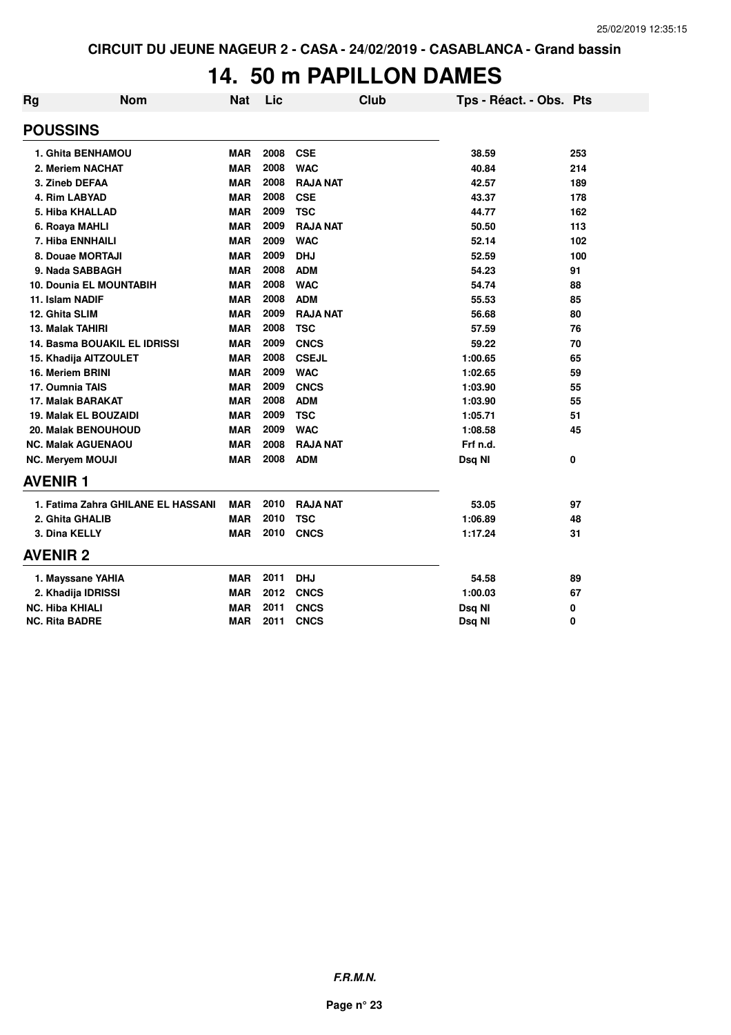CIRCUIT DU JEUNE NAGEUR 2 - CASA - 24/02/2019 - CASABLANCA - Grand bassin

# 14. 50 m PAPILLON DAMES

| Rg | Nom | Nat | Lic | Club | Tps - Réact. - Obs. | Pts |
|---|---|---|---|---|---|---|
| **POUSSINS** | | | | | | |
| 1. Ghita BENHAMOU | | MAR | 2008 | CSE | 38.59 | 253 |
| 2. Meriem NACHAT | | MAR | 2008 | WAC | 40.84 | 214 |
| 3. Zineb DEFAA | | MAR | 2008 | RAJA NAT | 42.57 | 189 |
| 4. Rim LABYAD | | MAR | 2008 | CSE | 43.37 | 178 |
| 5. Hiba KHALLAD | | MAR | 2009 | TSC | 44.77 | 162 |
| 6. Roaya MAHLI | | MAR | 2009 | RAJA NAT | 50.50 | 113 |
| 7. Hiba ENNHAILI | | MAR | 2009 | WAC | 52.14 | 102 |
| 8. Douae MORTAJI | | MAR | 2009 | DHJ | 52.59 | 100 |
| 9. Nada SABBAGH | | MAR | 2008 | ADM | 54.23 | 91 |
| 10. Dounia EL MOUNTABIH | | MAR | 2008 | WAC | 54.74 | 88 |
| 11. Islam NADIF | | MAR | 2008 | ADM | 55.53 | 85 |
| 12. Ghita SLIM | | MAR | 2009 | RAJA NAT | 56.68 | 80 |
| 13. Malak TAHIRI | | MAR | 2008 | TSC | 57.59 | 76 |
| 14. Basma BOUAKIL EL IDRISSI | | MAR | 2009 | CNCS | 59.22 | 70 |
| 15. Khadija AITZOULET | | MAR | 2008 | CSEJL | 1:00.65 | 65 |
| 16. Meriem BRINI | | MAR | 2009 | WAC | 1:02.65 | 59 |
| 17. Oumnia TAIS | | MAR | 2009 | CNCS | 1:03.90 | 55 |
| 17. Malak BARAKAT | | MAR | 2008 | ADM | 1:03.90 | 55 |
| 19. Malak EL BOUZAIDI | | MAR | 2009 | TSC | 1:05.71 | 51 |
| 20. Malak BENOUHOUD | | MAR | 2009 | WAC | 1:08.58 | 45 |
| NC. Malak AGUENAOU | | MAR | 2008 | RAJA NAT | Frf n.d. | |
| NC. Meryem MOUJI | | MAR | 2008 | ADM | Dsq NI | 0 |
| **AVENIR 1** | | | | | | |
| 1. Fatima Zahra GHILANE EL HASSANI | | MAR | 2010 | RAJA NAT | 53.05 | 97 |
| 2. Ghita GHALIB | | MAR | 2010 | TSC | 1:06.89 | 48 |
| 3. Dina KELLY | | MAR | 2010 | CNCS | 1:17.24 | 31 |
| **AVENIR 2** | | | | | | |
| 1. Mayssane YAHIA | | MAR | 2011 | DHJ | 54.58 | 89 |
| 2. Khadija IDRISSI | | MAR | 2012 | CNCS | 1:00.03 | 67 |
| NC. Hiba KHIALI | | MAR | 2011 | CNCS | Dsq NI | 0 |
| NC. Rita BADRE | | MAR | 2011 | CNCS | Dsq NI | 0 |

*F.R.M.N.*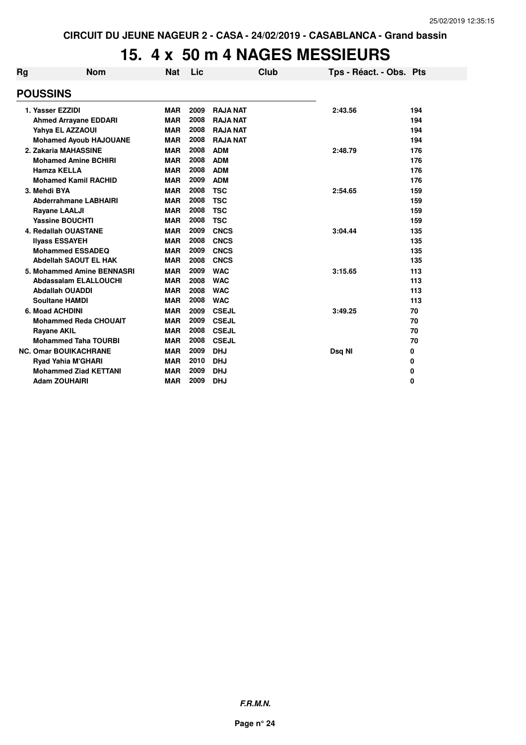# 15. 4 x 50 m 4 NAGES MESSIEURS

| Rg | Nom | Nat | Lic | Club | Tps - Réact. - Obs. | Pts |
|---|---|---|---|---|---|---|
| **POUSSINS** | | | | | | |
| 1. | Yasser EZZIDI | MAR | 2009 | RAJA NAT | 2:43.56 | 194 |
| | Ahmed Arrayane EDDARI | MAR | 2008 | RAJA NAT | | 194 |
| | Yahya EL AZZAOUI | MAR | 2008 | RAJA NAT | | 194 |
| | Mohamed Ayoub HAJOUANE | MAR | 2008 | RAJA NAT | | 194 |
| 2. | Zakaria MAHASSINE | MAR | 2008 | ADM | 2:48.79 | 176 |
| | Mohamed Amine BCHIRI | MAR | 2008 | ADM | | 176 |
| | Hamza KELLA | MAR | 2008 | ADM | | 176 |
| | Mohamed Kamil RACHID | MAR | 2009 | ADM | | 176 |
| 3. | Mehdi BYA | MAR | 2008 | TSC | 2:54.65 | 159 |
| | Abderrahmane LABHAIRI | MAR | 2008 | TSC | | 159 |
| | Rayane LAALJI | MAR | 2008 | TSC | | 159 |
| | Yassine BOUCHTI | MAR | 2008 | TSC | | 159 |
| 4. | Redallah OUASTANE | MAR | 2009 | CNCS | 3:04.44 | 135 |
| | Ilyass ESSAYEH | MAR | 2008 | CNCS | | 135 |
| | Mohammed ESSADEQ | MAR | 2009 | CNCS | | 135 |
| | Abdellah SAOUT EL HAK | MAR | 2008 | CNCS | | 135 |
| 5. | Mohammed Amine BENNASRI | MAR | 2009 | WAC | 3:15.65 | 113 |
| | Abdassalam ELALLOUCHI | MAR | 2008 | WAC | | 113 |
| | Abdallah OUADDI | MAR | 2008 | WAC | | 113 |
| | Soultane HAMDI | MAR | 2008 | WAC | | 113 |
| 6. | Moad ACHDINI | MAR | 2009 | CSEJL | 3:49.25 | 70 |
| | Mohammed Reda CHOUAIT | MAR | 2009 | CSEJL | | 70 |
| | Rayane AKIL | MAR | 2008 | CSEJL | | 70 |
| | Mohammed Taha TOURBI | MAR | 2008 | CSEJL | | 70 |
| NC. | Omar BOUIKACHRANE | MAR | 2009 | DHJ | Dsq NI | 0 |
| | Ryad Yahia M'GHARI | MAR | 2010 | DHJ | | 0 |
| | Mohammed Ziad KETTANI | MAR | 2009 | DHJ | | 0 |
| | Adam ZOUHAIRI | MAR | 2009 | DHJ | | 0 |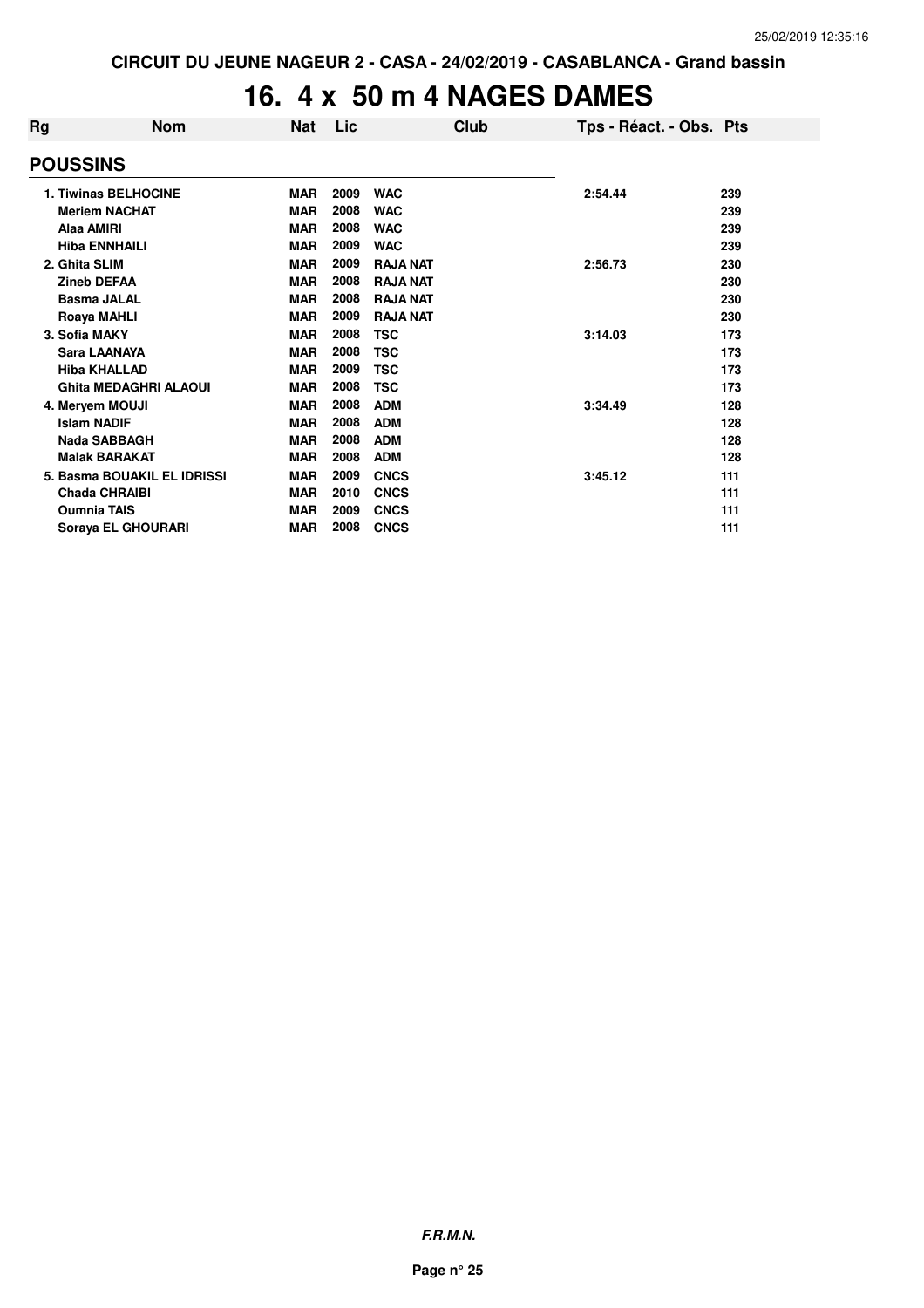CIRCUIT DU JEUNE NAGEUR 2 - CASA - 24/02/2019 - CASABLANCA - Grand bassin

# 16. 4 x 50 m 4 NAGES DAMES

| Rg | Nom | Nat | Lic | Club | Tps - Réact. - Obs. | Pts |
|---|---|---|---|---|---|---|

## POUSSINS

| Rg | Nom | Nat | Lic | Club | Tps - Réact. - Obs. | Pts |
|---|---|---|---|---|---|---|
| 1. | Tiwinas BELHOCINE | MAR | 2009 | WAC | 2:54.44 | 239 |
| | Meriem NACHAT | MAR | 2008 | WAC | | 239 |
| | Alaa AMIRI | MAR | 2008 | WAC | | 239 |
| | Hiba ENNHAILI | MAR | 2009 | WAC | | 239 |
| 2. | Ghita SLIM | MAR | 2009 | RAJA NAT | 2:56.73 | 230 |
| | Zineb DEFAA | MAR | 2008 | RAJA NAT | | 230 |
| | Basma JALAL | MAR | 2008 | RAJA NAT | | 230 |
| | Roaya MAHLI | MAR | 2009 | RAJA NAT | | 230 |
| 3. | Sofia MAKY | MAR | 2008 | TSC | 3:14.03 | 173 |
| | Sara LAANAYA | MAR | 2008 | TSC | | 173 |
| | Hiba KHALLAD | MAR | 2009 | TSC | | 173 |
| | Ghita MEDAGHRI ALAOUI | MAR | 2008 | TSC | | 173 |
| 4. | Meryem MOUJI | MAR | 2008 | ADM | 3:34.49 | 128 |
| | Islam NADIF | MAR | 2008 | ADM | | 128 |
| | Nada SABBAGH | MAR | 2008 | ADM | | 128 |
| | Malak BARAKAT | MAR | 2008 | ADM | | 128 |
| 5. | Basma BOUAKIL EL IDRISSI | MAR | 2009 | CNCS | 3:45.12 | 111 |
| | Chada CHRAIBI | MAR | 2010 | CNCS | | 111 |
| | Oumnia TAIS | MAR | 2009 | CNCS | | 111 |
| | Soraya EL GHOURARI | MAR | 2008 | CNCS | | 111 |

*F.R.M.N.*